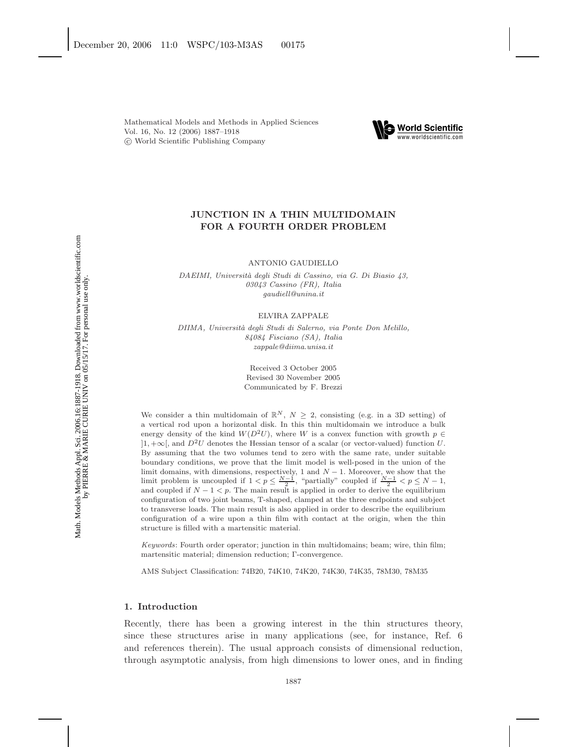# JUNCTION IN A THIN MULTIDOMAIN FOR A FOURTH ORDER PROBLEM

ANTONIO GAUDIELLO

*DAEIMI, Università degli Studi di Cassino, via G. Di Biasio 43, 03043 Cassino (FR), Italia*
*gaudiell@unina.it*

ELVIRA ZAPPALE

*DIIMA, Università degli Studi di Salerno, via Ponte Don Melillo, 84084 Fisciano (SA), Italia*
*zappale@diima.unisa.it*

Received 3 October 2005
Revised 30 November 2005
Communicated by F. Brezzi

We consider a thin multidomain of $\mathbb{R}^N$, $N \geq 2$, consisting (e.g. in a 3D setting) of a vertical rod upon a horizontal disk. In this thin multidomain we introduce a bulk energy density of the kind $W(D^2U)$, where $W$ is a convex function with growth $p \in ]1, +\infty[$, and $D^2U$ denotes the Hessian tensor of a scalar (or vector-valued) function $U$. By assuming that the two volumes tend to zero with the same rate, under suitable boundary conditions, we prove that the limit model is well-posed in the union of the limit domains, with dimensions, respectively, 1 and $N-1$. Moreover, we show that the limit problem is uncoupled if $1 < p \leq \frac{N-1}{2}$, "partially" coupled if $\frac{N-1}{2} < p \leq N-1$, and coupled if $N-1 < p$. The main result is applied in order to derive the equilibrium configuration of two joint beams, T-shaped, clamped at the three endpoints and subject to transverse loads. The main result is also applied in order to describe the equilibrium configuration of a wire upon a thin film with contact at the origin, when the thin structure is filled with a martensitic material.

*Keywords*: Fourth order operator; junction in thin multidomains; beam; wire, thin film; martensitic material; dimension reduction; Γ-convergence.

AMS Subject Classification: 74B20, 74K10, 74K20, 74K30, 74K35, 78M30, 78M35

## 1. Introduction

Recently, there has been a growing interest in the thin structures theory, since these structures arise in many applications (see, for instance, Ref. 6 and references therein). The usual approach consists of dimensional reduction, through asymptotic analysis, from high dimensions to lower ones, and in finding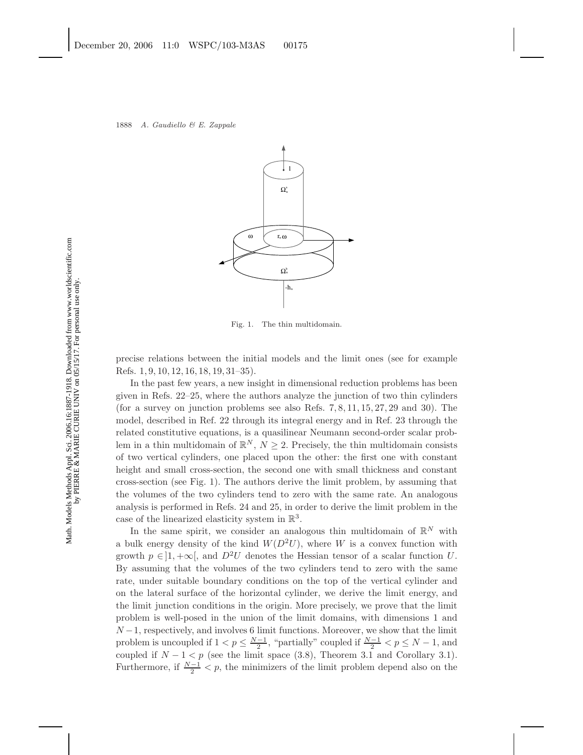Fig. 1. The thin multidomain.

precise relations between the initial models and the limit ones (see for example Refs. 1, 9, 10, 12, 16, 18, 19, 31–35).

In the past few years, a new insight in dimensional reduction problems has been given in Refs. 22–25, where the authors analyze the junction of two thin cylinders (for a survey on junction problems see also Refs. 7, 8, 11, 15, 27, 29 and 30). The model, described in Ref. 22 through its integral energy and in Ref. 23 through the related constitutive equations, is a quasilinear Neumann second-order scalar problem in a thin multidomain of $\mathbb{R}^N$, $N \geq 2$. Precisely, the thin multidomain consists of two vertical cylinders, one placed upon the other: the first one with constant height and small cross-section, the second one with small thickness and constant cross-section (see Fig. 1). The authors derive the limit problem, by assuming that the volumes of the two cylinders tend to zero with the same rate. An analogous analysis is performed in Refs. 24 and 25, in order to derive the limit problem in the case of the linearized elasticity system in $\mathbb{R}^3$.

In the same spirit, we consider an analogous thin multidomain of $\mathbb{R}^N$ with a bulk energy density of the kind $W(D^2U)$, where $W$ is a convex function with growth $p \in ]1, +\infty[$, and $D^2U$ denotes the Hessian tensor of a scalar function $U$. By assuming that the volumes of the two cylinders tend to zero with the same rate, under suitable boundary conditions on the top of the vertical cylinder and on the lateral surface of the horizontal cylinder, we derive the limit energy, and the limit junction conditions in the origin. More precisely, we prove that the limit problem is well-posed in the union of the limit domains, with dimensions 1 and $N-1$, respectively, and involves 6 limit functions. Moreover, we show that the limit problem is uncoupled if $1 < p \leq \frac{N-1}{2}$, "partially" coupled if $\frac{N-1}{2} < p \leq N-1$, and coupled if $N-1 < p$ (see the limit space (3.8), Theorem 3.1 and Corollary 3.1). Furthermore, if $\frac{N-1}{2} < p$, the minimizers of the limit problem depend also on the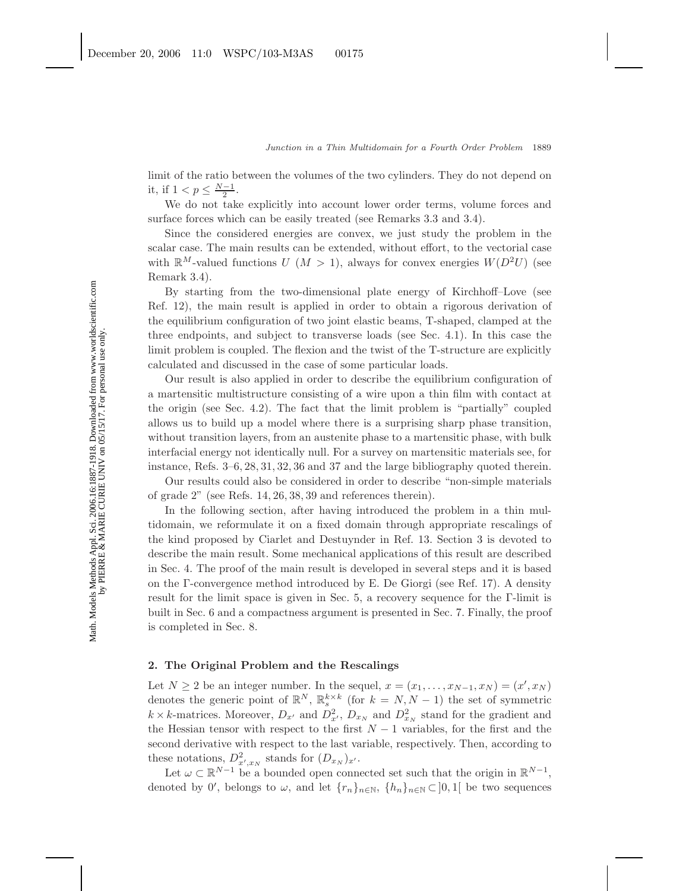limit of the ratio between the volumes of the two cylinders. They do not depend on it, if $1 < p \leq \frac{N-1}{2}$.

We do not take explicitly into account lower order terms, volume forces and surface forces which can be easily treated (see Remarks 3.3 and 3.4).

Since the considered energies are convex, we just study the problem in the scalar case. The main results can be extended, without effort, to the vectorial case with $\mathbb{R}^M$-valued functions $U$ ($M > 1$), always for convex energies $W(D^2U)$ (see Remark 3.4).

By starting from the two-dimensional plate energy of Kirchhoff–Love (see Ref. 12), the main result is applied in order to obtain a rigorous derivation of the equilibrium configuration of two joint elastic beams, T-shaped, clamped at the three endpoints, and subject to transverse loads (see Sec. 4.1). In this case the limit problem is coupled. The flexion and the twist of the T-structure are explicitly calculated and discussed in the case of some particular loads.

Our result is also applied in order to describe the equilibrium configuration of a martensitic multistructure consisting of a wire upon a thin film with contact at the origin (see Sec. 4.2). The fact that the limit problem is "partially" coupled allows us to build up a model where there is a surprising sharp phase transition, without transition layers, from an austenite phase to a martensitic phase, with bulk interfacial energy not identically null. For a survey on martensitic materials see, for instance, Refs. 3–6, 28, 31, 32, 36 and 37 and the large bibliography quoted therein.

Our results could also be considered in order to describe "non-simple materials of grade 2" (see Refs. 14, 26, 38, 39 and references therein).

In the following section, after having introduced the problem in a thin multidomain, we reformulate it on a fixed domain through appropriate rescalings of the kind proposed by Ciarlet and Destuynder in Ref. 13. Section 3 is devoted to describe the main result. Some mechanical applications of this result are described in Sec. 4. The proof of the main result is developed in several steps and it is based on the Γ-convergence method introduced by E. De Giorgi (see Ref. 17). A density result for the limit space is given in Sec. 5, a recovery sequence for the Γ-limit is built in Sec. 6 and a compactness argument is presented in Sec. 7. Finally, the proof is completed in Sec. 8.

## 2. The Original Problem and the Rescalings

Let $N \geq 2$ be an integer number. In the sequel, $x = (x_1, \ldots, x_{N-1}, x_N) = (x', x_N)$ denotes the generic point of $\mathbb{R}^N$, $\mathbb{R}^{k\times k}_s$ (for $k = N, N-1$) the set of symmetric $k \times k$-matrices. Moreover, $D_{x'}$ and $D^2_{x'}$, $D_{x_N}$ and $D^2_{x_N}$ stand for the gradient and the Hessian tensor with respect to the first $N-1$ variables, for the first and the second derivative with respect to the last variable, respectively. Then, according to these notations, $D^2_{x',x_N}$ stands for $(D_{x_N})_{x'}$.

Let $\omega \subset \mathbb{R}^{N-1}$ be a bounded open connected set such that the origin in $\mathbb{R}^{N-1}$, denoted by $0'$, belongs to $\omega$, and let $\{r_n\}_{n\in\mathbb{N}}$, $\{h_n\}_{n\in\mathbb{N}} \subset ]0, 1[$ be two sequences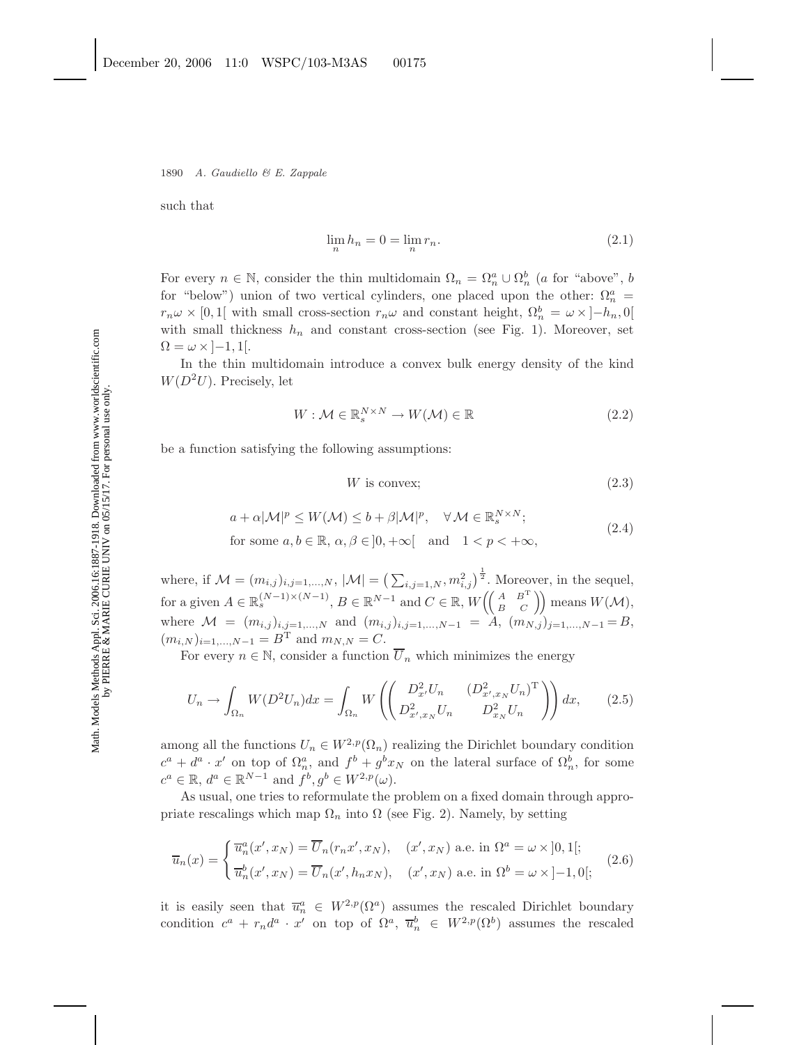such that

$$\lim_n h_n = 0 = \lim_n r_n. \tag{2.1}$$

For every $n \in \mathbb{N}$, consider the thin multidomain $\Omega_n = \Omega_n^a \cup \Omega_n^b$ ($a$ for "above", $b$ for "below") union of two vertical cylinders, one placed upon the other: $\Omega_n^a = r_n\omega \times [0, 1[$ with small cross-section $r_n\omega$ and constant height, $\Omega_n^b = \omega \times ]-h_n, 0[$ with small thickness $h_n$ and constant cross-section (see Fig. 1). Moreover, set $\Omega = \omega \times ]-1, 1[$.

In the thin multidomain introduce a convex bulk energy density of the kind $W(D^2U)$. Precisely, let

$$W : \mathcal{M} \in \mathbb{R}_s^{N\times N} \to W(\mathcal{M}) \in \mathbb{R} \tag{2.2}$$

be a function satisfying the following assumptions:

$$W \text{ is convex;} \tag{2.3}$$

$$\begin{aligned} &a + \alpha|\mathcal{M}|^p \leq W(\mathcal{M}) \leq b + \beta|\mathcal{M}|^p, \quad \forall\, \mathcal{M} \in \mathbb{R}_s^{N\times N};\\ &\text{for some } a, b \in \mathbb{R},\ \alpha, \beta \in ]0, +\infty[ \quad \text{and} \quad 1 < p < +\infty, \end{aligned} \tag{2.4}$$

where, if $\mathcal{M} = (m_{i,j})_{i,j=1,\ldots,N}$, $|\mathcal{M}| = \left(\sum_{i,j=1,N} m_{i,j}^2\right)^{\frac{1}{2}}$. Moreover, in the sequel, for a given $A \in \mathbb{R}_s^{(N-1)\times(N-1)}$, $B \in \mathbb{R}^{N-1}$ and $C \in \mathbb{R}$, $W\left(\begin{pmatrix} A & B^{\mathrm{T}} \\ B & C \end{pmatrix}\right)$ means $W(\mathcal{M})$, where $\mathcal{M} = (m_{i,j})_{i,j=1,\ldots,N}$ and $(m_{i,j})_{i,j=1,\ldots,N-1} = A$, $(m_{N,j})_{j=1,\ldots,N-1} = B$, $(m_{i,N})_{i=1,\ldots,N-1} = B^{\mathrm{T}}$ and $m_{N,N} = C$.

For every $n \in \mathbb{N}$, consider a function $\overline{U}_n$ which minimizes the energy

$$U_n \to \int_{\Omega_n} W(D^2U_n)dx = \int_{\Omega_n} W\left(\begin{pmatrix} D_{x'}^2 U_n & (D_{x',x_N}^2 U_n)^{\mathrm{T}} \\ D_{x',x_N}^2 U_n & D_{x_N}^2 U_n \end{pmatrix}\right)dx, \tag{2.5}$$

among all the functions $U_n \in W^{2,p}(\Omega_n)$ realizing the Dirichlet boundary condition $c^a + d^a \cdot x'$ on top of $\Omega_n^a$, and $f^b + g^b x_N$ on the lateral surface of $\Omega_n^b$, for some $c^a \in \mathbb{R}$, $d^a \in \mathbb{R}^{N-1}$ and $f^b, g^b \in W^{2,p}(\omega)$.

As usual, one tries to reformulate the problem on a fixed domain through appropriate rescalings which map $\Omega_n$ into $\Omega$ (see Fig. 2). Namely, by setting

$$\overline{u}_n(x) = \begin{cases} \overline{u}_n^a(x', x_N) = \overline{U}_n(r_n x', x_N), & (x', x_N) \text{ a.e. in } \Omega^a = \omega \times ]0, 1[;\\ \overline{u}_n^b(x', x_N) = \overline{U}_n(x', h_n x_N), & (x', x_N) \text{ a.e. in } \Omega^b = \omega \times ]-1, 0[; \end{cases} \tag{2.6}$$

it is easily seen that $\overline{u}_n^a \in W^{2,p}(\Omega^a)$ assumes the rescaled Dirichlet boundary condition $c^a + r_n d^a \cdot x'$ on top of $\Omega^a$, $\overline{u}_n^b \in W^{2,p}(\Omega^b)$ assumes the rescaled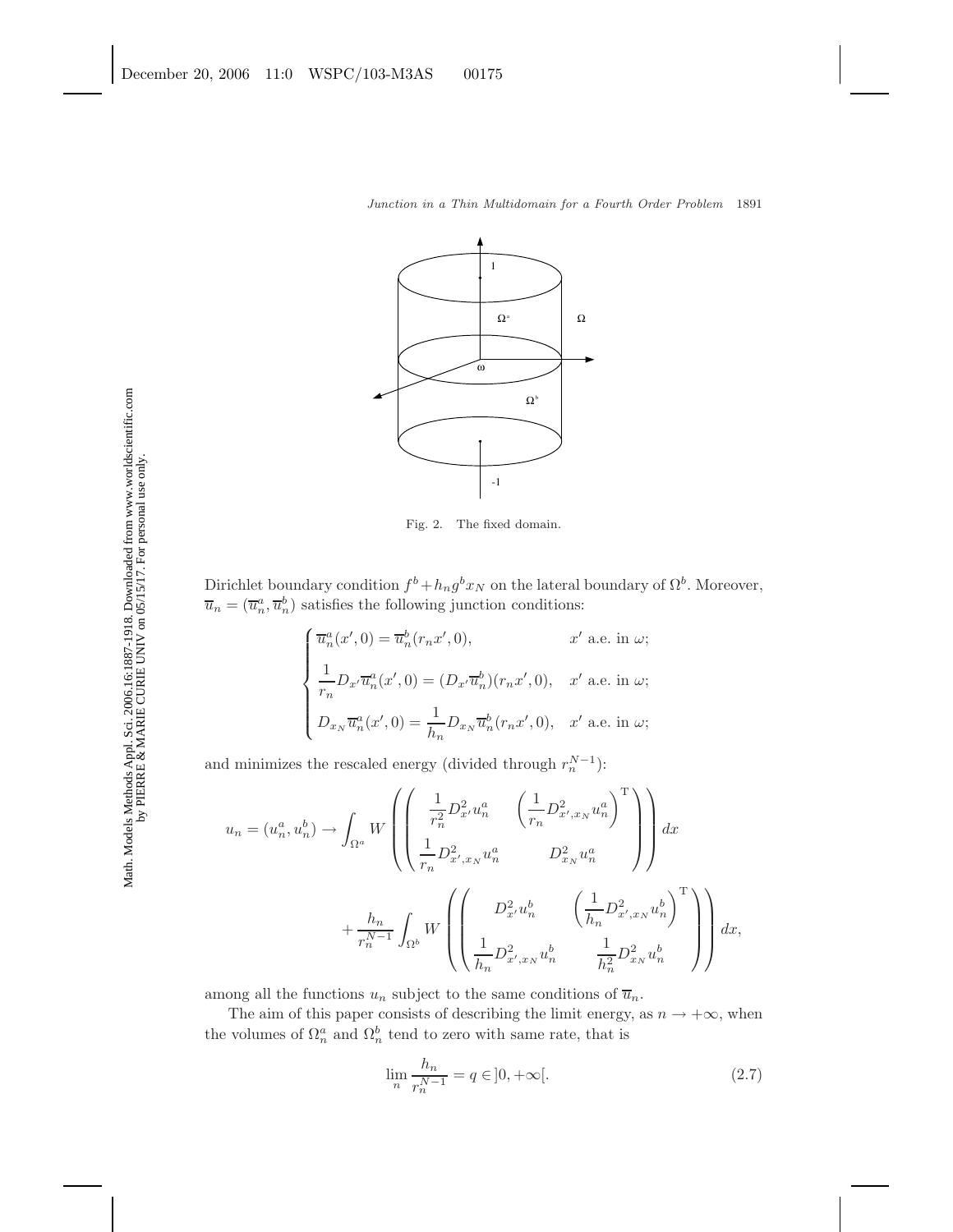Fig. 2.   The fixed domain.

Dirichlet boundary condition $f^b + h_n g^b x_N$ on the lateral boundary of $\Omega^b$. Moreover, $\overline{u}_n = (\overline{u}_n^a, \overline{u}_n^b)$ satisfies the following junction conditions:

$$\begin{cases} \overline{u}_n^a(x', 0) = \overline{u}_n^b(r_n x', 0), & x' \text{ a.e. in } \omega; \\[2mm] \dfrac{1}{r_n} D_{x'} \overline{u}_n^a(x', 0) = (D_{x'} \overline{u}_n^b)(r_n x', 0), & x' \text{ a.e. in } \omega; \\[2mm] D_{x_N} \overline{u}_n^a(x', 0) = \dfrac{1}{h_n} D_{x_N} \overline{u}_n^b(r_n x', 0), & x' \text{ a.e. in } \omega; \end{cases}$$

and minimizes the rescaled energy (divided through $r_n^{N-1}$):

$$u_n = (u_n^a, u_n^b) \to \int_{\Omega^a} W\left( \begin{pmatrix} \dfrac{1}{r_n^2} D_{x'}^2 u_n^a & \left( \dfrac{1}{r_n} D_{x', x_N}^2 u_n^a \right)^{\mathrm{T}} \\[2mm] \dfrac{1}{r_n} D_{x', x_N}^2 u_n^a & D_{x_N}^2 u_n^a \end{pmatrix} \right) dx$$

$$+ \frac{h_n}{r_n^{N-1}} \int_{\Omega^b} W\left( \begin{pmatrix} D_{x'}^2 u_n^b & \left( \dfrac{1}{h_n} D_{x', x_N}^2 u_n^b \right)^{\mathrm{T}} \\[2mm] \dfrac{1}{h_n} D_{x', x_N}^2 u_n^b & \dfrac{1}{h_n^2} D_{x_N}^2 u_n^b \end{pmatrix} \right) dx,$$

among all the functions $u_n$ subject to the same conditions of $\overline{u}_n$.

The aim of this paper consists of describing the limit energy, as $n \to +\infty$, when the volumes of $\Omega_n^a$ and $\Omega_n^b$ tend to zero with same rate, that is

$$\lim_n \frac{h_n}{r_n^{N-1}} = q \in ]0, +\infty[. \tag{2.7}$$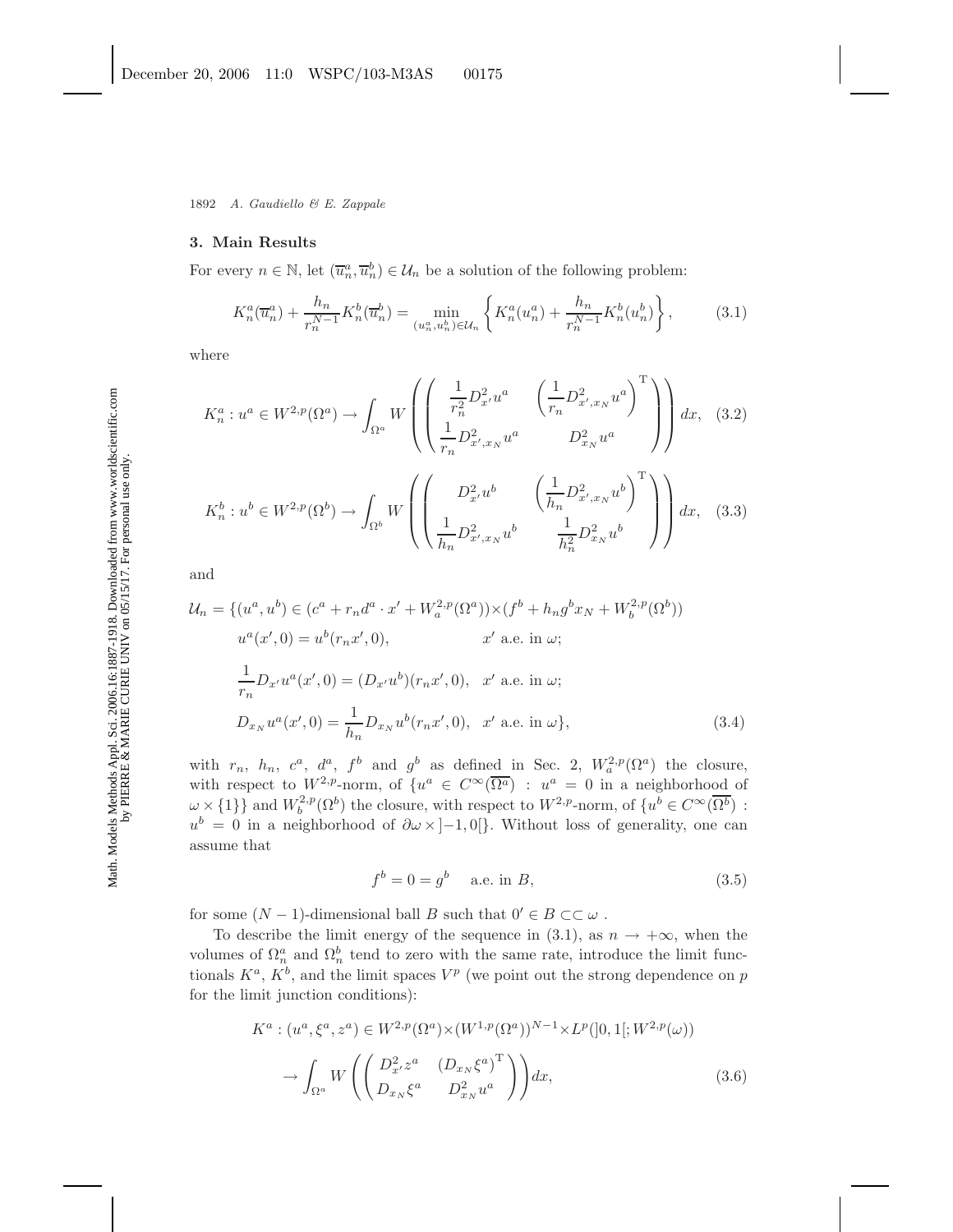## 3. Main Results

For every $n \in \mathbb{N}$, let $(\overline{u}_n^a, \overline{u}_n^b) \in \mathcal{U}_n$ be a solution of the following problem:

$$K_n^a(\overline{u}_n^a) + \frac{h_n}{r_n^{N-1}} K_n^b(\overline{u}_n^b) = \min_{(u_n^a, u_n^b) \in \mathcal{U}_n} \left\{ K_n^a(u_n^a) + \frac{h_n}{r_n^{N-1}} K_n^b(u_n^b) \right\}, \tag{3.1}$$

where

$$K_n^a : u^a \in W^{2,p}(\Omega^a) \to \int_{\Omega^a} W \left( \begin{pmatrix} \dfrac{1}{r_n^2} D_{x'}^2 u^a & \left( \dfrac{1}{r_n} D_{x', x_N}^2 u^a \right)^{\mathrm{T}} \\ \dfrac{1}{r_n} D_{x', x_N}^2 u^a & D_{x_N}^2 u^a \end{pmatrix} \right) dx, \tag{3.2}$$

$$K_n^b : u^b \in W^{2,p}(\Omega^b) \to \int_{\Omega^b} W \left( \begin{pmatrix} D_{x'}^2 u^b & \left( \dfrac{1}{h_n} D_{x', x_N}^2 u^b \right)^{\mathrm{T}} \\ \dfrac{1}{h_n} D_{x', x_N}^2 u^b & \dfrac{1}{h_n^2} D_{x_N}^2 u^b \end{pmatrix} \right) dx, \tag{3.3}$$

and

$$\begin{aligned}
\mathcal{U}_n = \{ (u^a, u^b) \in {} & (c^a + r_n d^a \cdot x' + W_a^{2,p}(\Omega^a)) \times (f^b + h_n g^b x_N + W_b^{2,p}(\Omega^b)) \\
& u^a(x', 0) = u^b(r_n x', 0), \qquad\qquad x' \text{ a.e. in } \omega; \\
& \frac{1}{r_n} D_{x'} u^a(x', 0) = (D_{x'} u^b)(r_n x', 0), \quad x' \text{ a.e. in } \omega; \\
& D_{x_N} u^a(x', 0) = \frac{1}{h_n} D_{x_N} u^b(r_n x', 0), \quad x' \text{ a.e. in } \omega \},
\end{aligned} \tag{3.4}$$

with $r_n$, $h_n$, $c^a$, $d^a$, $f^b$ and $g^b$ as defined in Sec. 2, $W_a^{2,p}(\Omega^a)$ the closure, with respect to $W^{2,p}$-norm, of $\{u^a \in C^\infty(\overline{\Omega^a}) : u^a = 0$ in a neighborhood of $\omega \times \{1\}\}$ and $W_b^{2,p}(\Omega^b)$ the closure, with respect to $W^{2,p}$-norm, of $\{u^b \in C^\infty(\overline{\Omega^b}) : u^b = 0$ in a neighborhood of $\partial\omega \times ]-1, 0[\}$. Without loss of generality, one can assume that

$$f^b = 0 = g^b \quad \text{ a.e. in } B, \tag{3.5}$$

for some $(N-1)$-dimensional ball $B$ such that $0' \in B \subset\subset \omega$ .

To describe the limit energy of the sequence in (3.1), as $n \to +\infty$, when the volumes of $\Omega_n^a$ and $\Omega_n^b$ tend to zero with the same rate, introduce the limit functionals $K^a$, $K^b$, and the limit spaces $V^p$ (we point out the strong dependence on $p$ for the limit junction conditions):

$$\begin{aligned}
K^a : (u^a, \xi^a, z^a) \in {} & W^{2,p}(\Omega^a) \times (W^{1,p}(\Omega^a))^{N-1} \times L^p(]0, 1[; W^{2,p}(\omega)) \\
& \to \int_{\Omega^a} W \left( \begin{pmatrix} D_{x'}^2 z^a & (D_{x_N} \xi^a)^{\mathrm{T}} \\ D_{x_N} \xi^a & D_{x_N}^2 u^a \end{pmatrix} \right) dx,
\end{aligned} \tag{3.6}$$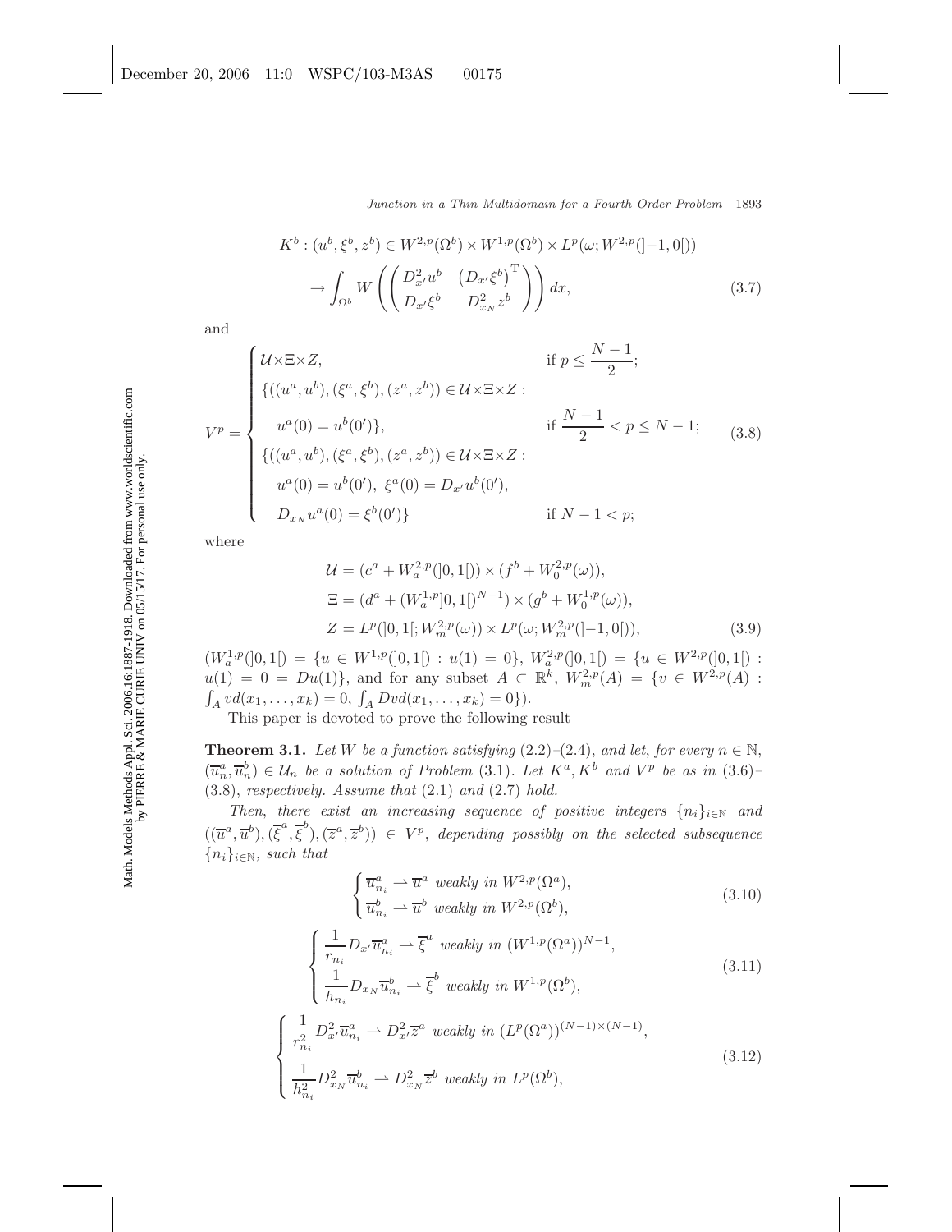$$K^b : (u^b, \xi^b, z^b) \in W^{2,p}(\Omega^b) \times W^{1,p}(\Omega^b) \times L^p(\omega; W^{2,p}(]-1, 0[))$$
$$\to \int_{\Omega^b} W\left(\begin{pmatrix} D^2_{x'}u^b & \left(D_{x'}\xi^b\right)^{\mathrm{T}} \\ D_{x'}\xi^b & D^2_{x_N}z^b \end{pmatrix}\right) dx, \tag{3.7}$$

and

$$V^p = \begin{cases} \mathcal{U}\times\Xi\times Z, & \text{if } p \leq \dfrac{N-1}{2}; \\ \{((u^a, u^b), (\xi^a, \xi^b), (z^a, z^b)) \in \mathcal{U}\times\Xi\times Z : \\ \quad u^a(0) = u^b(0')\}, & \text{if } \dfrac{N-1}{2} < p \leq N-1; \\ \{((u^a, u^b), (\xi^a, \xi^b), (z^a, z^b)) \in \mathcal{U}\times\Xi\times Z : \\ \quad u^a(0) = u^b(0'),\ \xi^a(0) = D_{x'}u^b(0'), \\ \quad D_{x_N}u^a(0) = \xi^b(0')\} & \text{if } N-1 < p; \end{cases} \tag{3.8}$$

where

$$\mathcal{U} = (c^a + W^{2,p}_a(]0,1[)) \times (f^b + W^{2,p}_0(\omega)),$$
$$\Xi = (d^a + (W^{1,p}_a]0,1[)^{N-1}) \times (g^b + W^{1,p}_0(\omega)),$$
$$Z = L^p(]0,1[; W^{2,p}_m(\omega)) \times L^p(\omega; W^{2,p}_m(]-1,0[)), \tag{3.9}$$

$(W^{1,p}_a(]0,1[) = \{u \in W^{1,p}(]0,1[) : u(1) = 0\}$, $W^{2,p}_a(]0,1[) = \{u \in W^{2,p}(]0,1[) : u(1) = 0 = Du(1)\}$, and for any subset $A \subset \mathbb{R}^k$, $W^{2,p}_m(A) = \{v \in W^{2,p}(A) : \int_A v d(x_1, \ldots, x_k) = 0, \int_A Dv d(x_1, \ldots, x_k) = 0\}$).

This paper is devoted to prove the following result

**Theorem 3.1.** *Let $W$ be a function satisfying (2.2)–(2.4), and let, for every $n \in \mathbb{N}$, $(\overline{u}^a_n, \overline{u}^b_n) \in \mathcal{U}_n$ be a solution of Problem (3.1). Let $K^a, K^b$ and $V^p$ be as in (3.6)–(3.8), respectively. Assume that (2.1) and (2.7) hold.*

*Then, there exist an increasing sequence of positive integers $\{n_i\}_{i\in\mathbb{N}}$ and $((\overline{u}^a, \overline{u}^b), (\overline{\xi}^a, \overline{\xi}^b), (\overline{z}^a, \overline{z}^b)) \in V^p$, depending possibly on the selected subsequence $\{n_i\}_{i\in\mathbb{N}}$, such that*

$$\begin{cases} \overline{u}^a_{n_i} \rightharpoonup \overline{u}^a \text{ weakly in } W^{2,p}(\Omega^a), \\ \overline{u}^b_{n_i} \rightharpoonup \overline{u}^b \text{ weakly in } W^{2,p}(\Omega^b), \end{cases} \tag{3.10}$$

$$\begin{cases} \dfrac{1}{r_{n_i}} D_{x'}\overline{u}^a_{n_i} \rightharpoonup \overline{\xi}^a \text{ weakly in } (W^{1,p}(\Omega^a))^{N-1}, \\ \dfrac{1}{h_{n_i}} D_{x_N}\overline{u}^b_{n_i} \rightharpoonup \overline{\xi}^b \text{ weakly in } W^{1,p}(\Omega^b), \end{cases} \tag{3.11}$$

$$\begin{cases} \dfrac{1}{r^2_{n_i}} D^2_{x'}\overline{u}^a_{n_i} \rightharpoonup D^2_{x'}\overline{z}^a \text{ weakly in } (L^p(\Omega^a))^{(N-1)\times(N-1)}, \\ \dfrac{1}{h^2_{n_i}} D^2_{x_N}\overline{u}^b_{n_i} \rightharpoonup D^2_{x_N}\overline{z}^b \text{ weakly in } L^p(\Omega^b), \end{cases} \tag{3.12}$$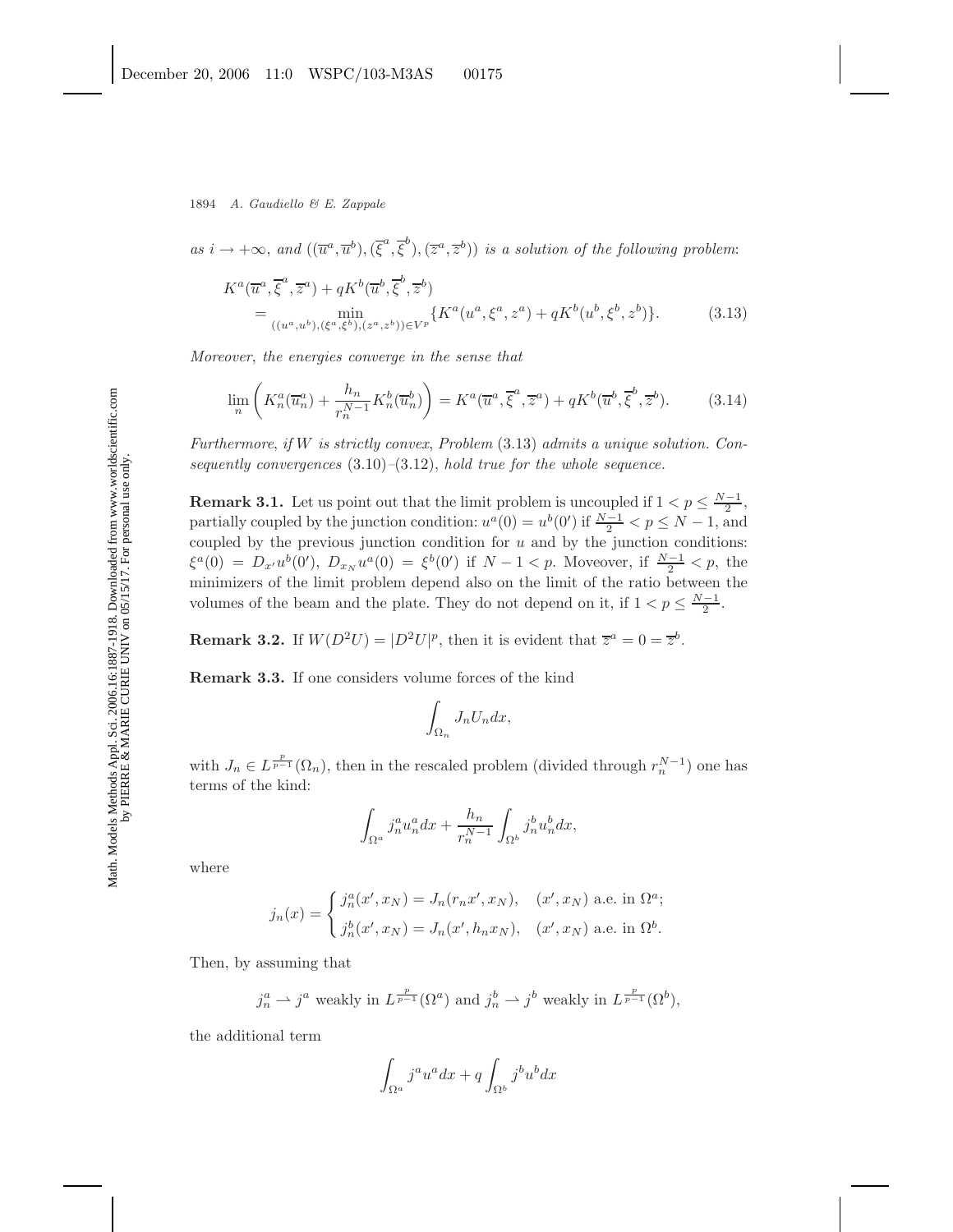*as $i \to +\infty$, and $((\overline{u}^a, \overline{u}^b), (\overline{\xi}^a, \overline{\xi}^b), (\overline{z}^a, \overline{z}^b))$ is a solution of the following problem*:

$$
\begin{aligned}
K^a(\overline{u}^a, \overline{\xi}^a, \overline{z}^a) &+ qK^b(\overline{u}^b, \overline{\xi}^b, \overline{z}^b) \\
&= \min_{((u^a,u^b),(\xi^a,\xi^b),(z^a,z^b))\in V^p} \{K^a(u^a, \xi^a, z^a) + qK^b(u^b, \xi^b, z^b)\}. \qquad (3.13)
\end{aligned}
$$

*Moreover, the energies converge in the sense that*

$$
\lim_n \left( K_n^a(\overline{u}_n^a) + \frac{h_n}{r_n^{N-1}} K_n^b(\overline{u}_n^b) \right) = K^a(\overline{u}^a, \overline{\xi}^a, \overline{z}^a) + qK^b(\overline{u}^b, \overline{\xi}^b, \overline{z}^b). \qquad (3.14)
$$

*Furthermore, if $W$ is strictly convex, Problem* (3.13) *admits a unique solution. Consequently convergences* (3.10)–(3.12), *hold true for the whole sequence.*

**Remark 3.1.** Let us point out that the limit problem is uncoupled if $1 < p \le \frac{N-1}{2}$, partially coupled by the junction condition: $u^a(0) = u^b(0')$ if $\frac{N-1}{2} < p \le N-1$, and coupled by the previous junction condition for $u$ and by the junction conditions: $\xi^a(0) = D_{x'}u^b(0')$, $D_{x_N}u^a(0) = \xi^b(0')$ if $N-1 < p$. Moveover, if $\frac{N-1}{2} < p$, the minimizers of the limit problem depend also on the limit of the ratio between the volumes of the beam and the plate. They do not depend on it, if $1 < p \le \frac{N-1}{2}$.

**Remark 3.2.** If $W(D^2U) = |D^2U|^p$, then it is evident that $\overline{z}^a = 0 = \overline{z}^b$.

**Remark 3.3.** If one considers volume forces of the kind

$$
\int_{\Omega_n} J_n U_n dx,
$$

with $J_n \in L^{\frac{p}{p-1}}(\Omega_n)$, then in the rescaled problem (divided through $r_n^{N-1}$) one has terms of the kind:

$$
\int_{\Omega^a} j_n^a u_n^a dx + \frac{h_n}{r_n^{N-1}} \int_{\Omega^b} j_n^b u_n^b dx,
$$

where

$$
j_n(x) = \begin{cases} j_n^a(x', x_N) = J_n(r_n x', x_N), & (x', x_N) \text{ a.e. in } \Omega^a; \\ j_n^b(x', x_N) = J_n(x', h_n x_N), & (x', x_N) \text{ a.e. in } \Omega^b. \end{cases}
$$

Then, by assuming that

$$
j_n^a \rightharpoonup j^a \text{ weakly in } L^{\frac{p}{p-1}}(\Omega^a) \text{ and } j_n^b \rightharpoonup j^b \text{ weakly in } L^{\frac{p}{p-1}}(\Omega^b),
$$

the additional term

$$
\int_{\Omega^a} j^a u^a dx + q \int_{\Omega^b} j^b u^b dx
$$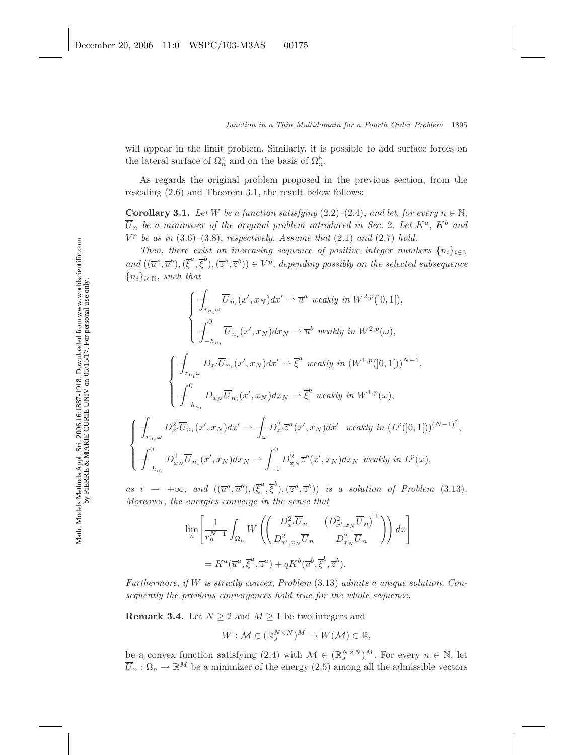will appear in the limit problem. Similarly, it is possible to add surface forces on the lateral surface of $\Omega_n^a$ and on the basis of $\Omega_n^b$.

As regards the original problem proposed in the previous section, from the rescaling (2.6) and Theorem 3.1, the result below follows:

**Corollary 3.1.** *Let $W$ be a function satisfying (2.2)–(2.4), and let, for every $n \in \mathbb{N}$, $\overline{U}_n$ be a minimizer of the original problem introduced in Sec. 2. Let $K^a$, $K^b$ and $V^p$ be as in (3.6)–(3.8), respectively. Assume that (2.1) and (2.7) hold.*

*Then, there exist an increasing sequence of positive integer numbers $\{n_i\}_{i\in\mathbb{N}}$ and $((\overline{u}^a, \overline{u}^b), (\overline{\xi}^a, \overline{\xi}^b), (\overline{z}^a, \overline{z}^b)) \in V^p$, depending possibly on the selected subsequence $\{n_i\}_{i\in\mathbb{N}}$, such that*

$$
\begin{cases}
\displaystyle -\!\!\!\!\!\!\int_{r_{n_i}\omega} \overline{U}_{n_i}(x', x_N)dx' \rightharpoonup \overline{u}^a \text{ weakly in } W^{2,p}(]0,1[), \\[2ex]
\displaystyle -\!\!\!\!\!\!\int_{-h_{n_i}}^{0} \overline{U}_{n_i}(x', x_N)dx_N \rightharpoonup \overline{u}^b \text{ weakly in } W^{2,p}(\omega),
\end{cases}
$$

$$
\begin{cases}
\displaystyle -\!\!\!\!\!\!\int_{r_{n_i}\omega} D_{x'}\overline{U}_{n_i}(x', x_N)dx' \rightharpoonup \overline{\xi}^a \text{ weakly in } (W^{1,p}(]0,1[))^{N-1}, \\[2ex]
\displaystyle -\!\!\!\!\!\!\int_{-h_{n_i}}^{0} D_{x_N}\overline{U}_{n_i}(x', x_N)dx_N \rightharpoonup \overline{\xi}^b \text{ weakly in } W^{1,p}(\omega),
\end{cases}
$$

$$
\begin{cases}
\displaystyle -\!\!\!\!\!\!\int_{r_{n_i}\omega} D^2_{x'}\overline{U}_{n_i}(x', x_N)dx' \rightharpoonup -\!\!\!\!\!\!\int_{\omega} D^2_{x'}\overline{z}^a(x', x_N)dx' \quad \text{weakly in } (L^p(]0,1[))^{(N-1)^2}, \\[2ex]
\displaystyle -\!\!\!\!\!\!\int_{-h_{n_i}}^{0} D^2_{x_N}\overline{U}_{n_i}(x', x_N)dx_N \rightharpoonup \int_{-1}^{0} D^2_{x_N}\overline{z}^b(x', x_N)dx_N \text{ weakly in } L^p(\omega),
\end{cases}
$$

*as $i \to +\infty$, and $((\overline{u}^a, \overline{u}^b), (\overline{\xi}^a, \overline{\xi}^b), (\overline{z}^a, \overline{z}^b))$ is a solution of Problem (3.13). Moreover, the energies converge in the sense that*

$$
\lim_n \left[ \frac{1}{r_n^{N-1}} \int_{\Omega_n} W\left( \begin{pmatrix} D^2_{x'}\overline{U}_n & \left(D^2_{x',x_N}\overline{U}_n\right)^{\mathrm{T}} \\ D^2_{x',x_N}\overline{U}_n & D^2_{x_N}\overline{U}_n \end{pmatrix} \right) dx \right]
$$

$$
= K^a(\overline{u}^a, \overline{\xi}^a, \overline{z}^a) + qK^b(\overline{u}^b, \overline{\xi}^b, \overline{z}^b).
$$

*Furthermore, if $W$ is strictly convex, Problem (3.13) admits a unique solution. Consequently the previous convergences hold true for the whole sequence.*

**Remark 3.4.** Let $N \geq 2$ and $M \geq 1$ be two integers and

$$
W : \mathcal{M} \in (\mathbb{R}^{N\times N}_s)^M \to W(\mathcal{M}) \in \mathbb{R},
$$

be a convex function satisfying (2.4) with $\mathcal{M} \in (\mathbb{R}^{N\times N}_s)^M$. For every $n \in \mathbb{N}$, let $\overline{U}_n : \Omega_n \to \mathbb{R}^M$ be a minimizer of the energy (2.5) among all the admissible vectors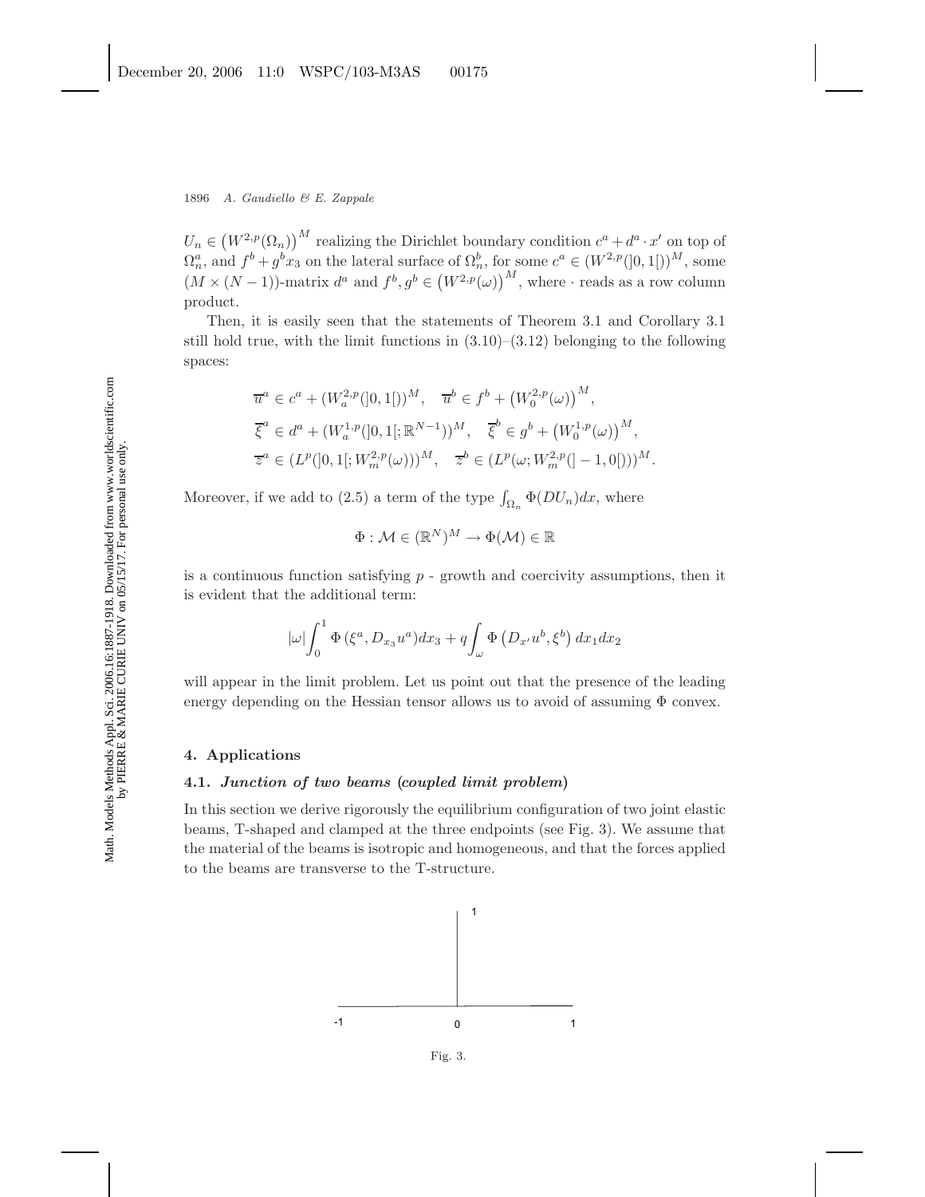$U_n \in \left(W^{2,p}(\Omega_n)\right)^M$ realizing the Dirichlet boundary condition $c^a + d^a \cdot x'$ on top of $\Omega_n^a$, and $f^b + g^b x_3$ on the lateral surface of $\Omega_n^b$, for some $c^a \in (W^{2,p}(]0,1[))^M$, some $(M \times (N-1))$-matrix $d^a$ and $f^b, g^b \in \left(W^{2,p}(\omega)\right)^M$, where $\cdot$ reads as a row column product.

Then, it is easily seen that the statements of Theorem 3.1 and Corollary 3.1 still hold true, with the limit functions in (3.10)–(3.12) belonging to the following spaces:

$$\overline{u}^a \in c^a + (W_a^{2,p}(]0,1[))^M, \quad \overline{u}^b \in f^b + \left(W_0^{2,p}(\omega)\right)^M,$$
$$\overline{\xi}^a \in d^a + (W_a^{1,p}(]0,1[;\mathbb{R}^{N-1}))^M, \quad \overline{\xi}^b \in g^b + \left(W_0^{1,p}(\omega)\right)^M,$$
$$\overline{z}^a \in (L^p(]0,1[;W_m^{2,p}(\omega)))^M, \quad \overline{z}^b \in (L^p(\omega;W_m^{2,p}(]-1,0[)))^M.$$

Moreover, if we add to (2.5) a term of the type $\int_{\Omega_n} \Phi(DU_n)dx$, where

$$\Phi : \mathcal{M} \in (\mathbb{R}^N)^M \to \Phi(\mathcal{M}) \in \mathbb{R}$$

is a continuous function satisfying $p$ - growth and coercivity assumptions, then it is evident that the additional term:

$$|\omega|\int_0^1 \Phi\left(\xi^a, D_{x_3}u^a\right)dx_3 + q\int_\omega \Phi\left(D_{x'}u^b, \xi^b\right)dx_1dx_2$$

will appear in the limit problem. Let us point out that the presence of the leading energy depending on the Hessian tensor allows us to avoid of assuming $\Phi$ convex.

## 4. Applications

### 4.1. *Junction of two beams (coupled limit problem)*

In this section we derive rigorously the equilibrium configuration of two joint elastic beams, T-shaped and clamped at the three endpoints (see Fig. 3). We assume that the material of the beams is isotropic and homogeneous, and that the forces applied to the beams are transverse to the T-structure.

Fig. 3.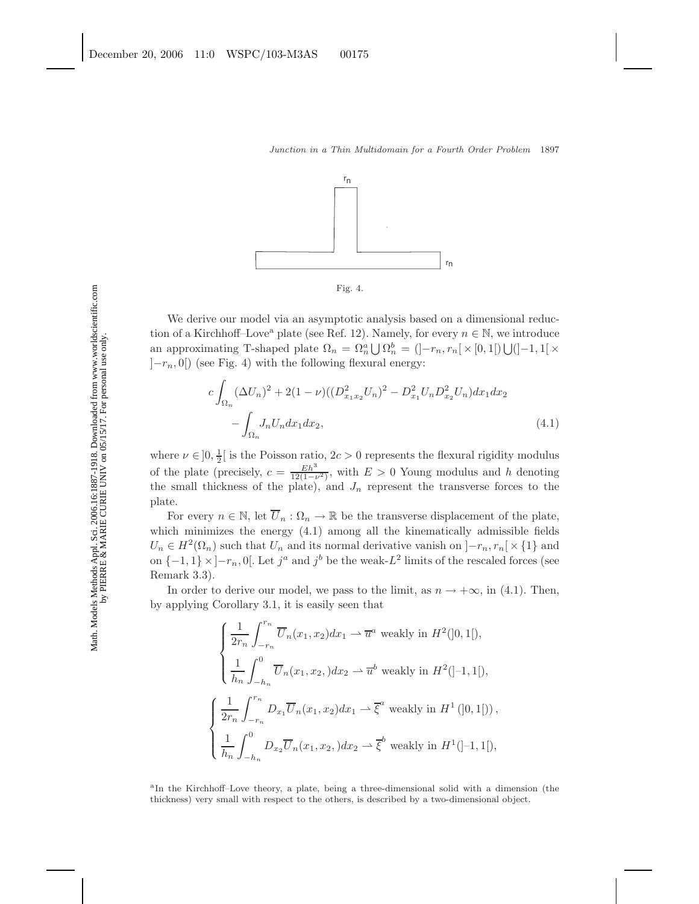Fig. 4.

We derive our model via an asymptotic analysis based on a dimensional reduction of a Kirchhoff–Love[a] plate (see Ref. 12). Namely, for every $n \in \mathbb{N}$, we introduce an approximating T-shaped plate $\Omega_n = \Omega_n^a \bigcup \Omega_n^b = (]-r_n, r_n[ \times [0,1[) \bigcup (]-1,1[ \times ]-r_n, 0[)$ (see Fig. 4) with the following flexural energy:

$$c\int_{\Omega_n} (\Delta U_n)^2 + 2(1-\nu)((D^2_{x_1x_2}U_n)^2 - D^2_{x_1}U_n D^2_{x_2}U_n)dx_1dx_2 - \int_{\Omega_n} J_n U_n dx_1 dx_2, \tag{4.1}$$

where $\nu \in ]0, \frac{1}{2}[$ is the Poisson ratio, $2c > 0$ represents the flexural rigidity modulus of the plate (precisely, $c = \frac{Eh^3}{12(1-\nu^2)}$, with $E > 0$ Young modulus and $h$ denoting the small thickness of the plate), and $J_n$ represent the transverse forces to the plate.

For every $n \in \mathbb{N}$, let $\overline{U}_n : \Omega_n \to \mathbb{R}$ be the transverse displacement of the plate, which minimizes the energy (4.1) among all the kinematically admissible fields $U_n \in H^2(\Omega_n)$ such that $U_n$ and its normal derivative vanish on $]-r_n, r_n[ \times \{1\}$ and on $\{-1,1\} \times ]-r_n, 0[$. Let $j^a$ and $j^b$ be the weak-$L^2$ limits of the rescaled forces (see Remark 3.3).

In order to derive our model, we pass to the limit, as $n \to +\infty$, in (4.1). Then, by applying Corollary 3.1, it is easily seen that

$$\begin{cases} \dfrac{1}{2r_n}\displaystyle\int_{-r_n}^{r_n} \overline{U}_n(x_1,x_2)dx_1 \rightharpoonup \overline{u}^a \text{ weakly in } H^2(]0,1[), \\ \dfrac{1}{h_n}\displaystyle\int_{-h_n}^{0} \overline{U}_n(x_1,x_2,)dx_2 \rightharpoonup \overline{u}^b \text{ weakly in } H^2(]-1,1[), \end{cases}$$

$$\begin{cases} \dfrac{1}{2r_n}\displaystyle\int_{-r_n}^{r_n} D_{x_1}\overline{U}_n(x_1,x_2)dx_1 \rightharpoonup \overline{\xi}^a \text{ weakly in } H^1(]0,1[), \\ \dfrac{1}{h_n}\displaystyle\int_{-h_n}^{0} D_{x_2}\overline{U}_n(x_1,x_2,)dx_2 \rightharpoonup \overline{\xi}^b \text{ weakly in } H^1(]-1,1[), \end{cases}$$

[a]In the Kirchhoff–Love theory, a plate, being a three-dimensional solid with a dimension (the thickness) very small with respect to the others, is described by a two-dimensional object.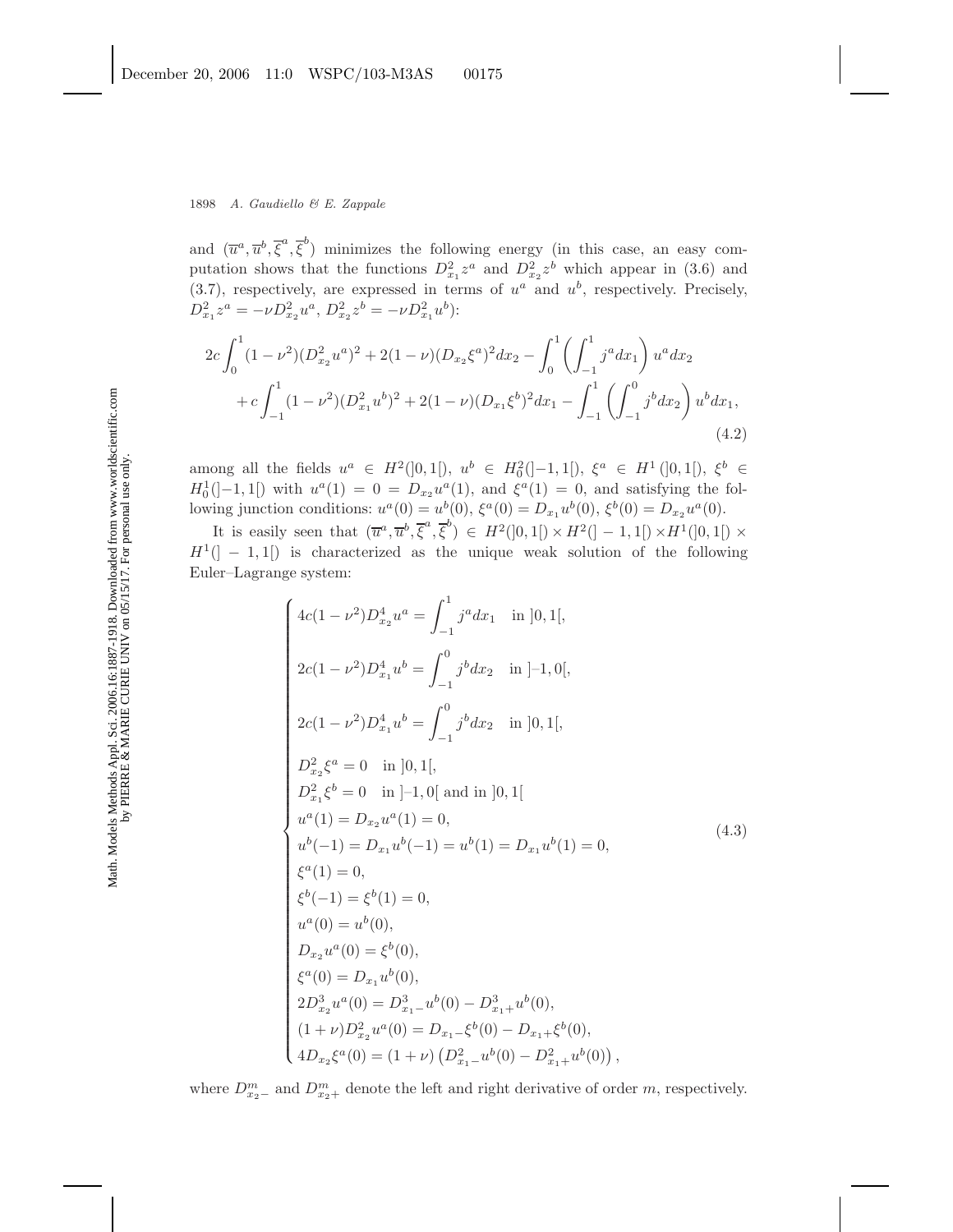and $(\overline{u}^a, \overline{u}^b, \overline{\xi}^a, \overline{\xi}^b)$ minimizes the following energy (in this case, an easy computation shows that the functions $D^2_{x_1} z^a$ and $D^2_{x_2} z^b$ which appear in (3.6) and (3.7), respectively, are expressed in terms of $u^a$ and $u^b$, respectively. Precisely, $D^2_{x_1} z^a = -\nu D^2_{x_2} u^a$, $D^2_{x_2} z^b = -\nu D^2_{x_1} u^b$):

$$
\begin{aligned}
2c \int_0^1 (1-\nu^2)(D^2_{x_2} u^a)^2 + 2(1-\nu)(D_{x_2}\xi^a)^2 dx_2 - \int_0^1 \left( \int_{-1}^1 j^a dx_1 \right) u^a dx_2 \\
+ c \int_{-1}^1 (1-\nu^2)(D^2_{x_1} u^b)^2 + 2(1-\nu)(D_{x_1}\xi^b)^2 dx_1 - \int_{-1}^1 \left( \int_{-1}^0 j^b dx_2 \right) u^b dx_1,
\end{aligned}
\tag{4.2}
$$

among all the fields $u^a \in H^2(]0,1[)$, $u^b \in H^2_0(]-1,1[)$, $\xi^a \in H^1(]0,1[)$, $\xi^b \in H^1_0(]-1,1[)$ with $u^a(1) = 0 = D_{x_2} u^a(1)$, and $\xi^a(1) = 0$, and satisfying the following junction conditions: $u^a(0) = u^b(0)$, $\xi^a(0) = D_{x_1} u^b(0)$, $\xi^b(0) = D_{x_2} u^a(0)$.

It is easily seen that $(\overline{u}^a, \overline{u}^b, \overline{\xi}^a, \overline{\xi}^b) \in H^2(]0,1[) \times H^2(]-1,1[) \times H^1(]0,1[) \times H^1(]-1,1[)$ is characterized as the unique weak solution of the following Euler–Lagrange system:

$$
\begin{cases}
4c(1-\nu^2) D^4_{x_2} u^a = \displaystyle\int_{-1}^1 j^a dx_1 \quad \text{in } ]0,1[, \\[2mm]
2c(1-\nu^2) D^4_{x_1} u^b = \displaystyle\int_{-1}^0 j^b dx_2 \quad \text{in } ]-1,0[, \\[2mm]
2c(1-\nu^2) D^4_{x_1} u^b = \displaystyle\int_{-1}^0 j^b dx_2 \quad \text{in } ]0,1[, \\[2mm]
D^2_{x_2} \xi^a = 0 \quad \text{in } ]0,1[, \\
D^2_{x_1} \xi^b = 0 \quad \text{in } ]-1,0[ \text{ and in } ]0,1[ \\
u^a(1) = D_{x_2} u^a(1) = 0, \\
u^b(-1) = D_{x_1} u^b(-1) = u^b(1) = D_{x_1} u^b(1) = 0, \\
\xi^a(1) = 0, \\
\xi^b(-1) = \xi^b(1) = 0, \\
u^a(0) = u^b(0), \\
D_{x_2} u^a(0) = \xi^b(0), \\
\xi^a(0) = D_{x_1} u^b(0), \\
2 D^3_{x_2} u^a(0) = D^3_{x_1 -} u^b(0) - D^3_{x_1 +} u^b(0), \\
(1+\nu) D^2_{x_2} u^a(0) = D_{x_1 -} \xi^b(0) - D_{x_1 +} \xi^b(0), \\
4 D_{x_2} \xi^a(0) = (1+\nu) \left( D^2_{x_1 -} u^b(0) - D^2_{x_1 +} u^b(0) \right),
\end{cases}
\tag{4.3}
$$

where $D^m_{x_2 -}$ and $D^m_{x_2 +}$ denote the left and right derivative of order $m$, respectively.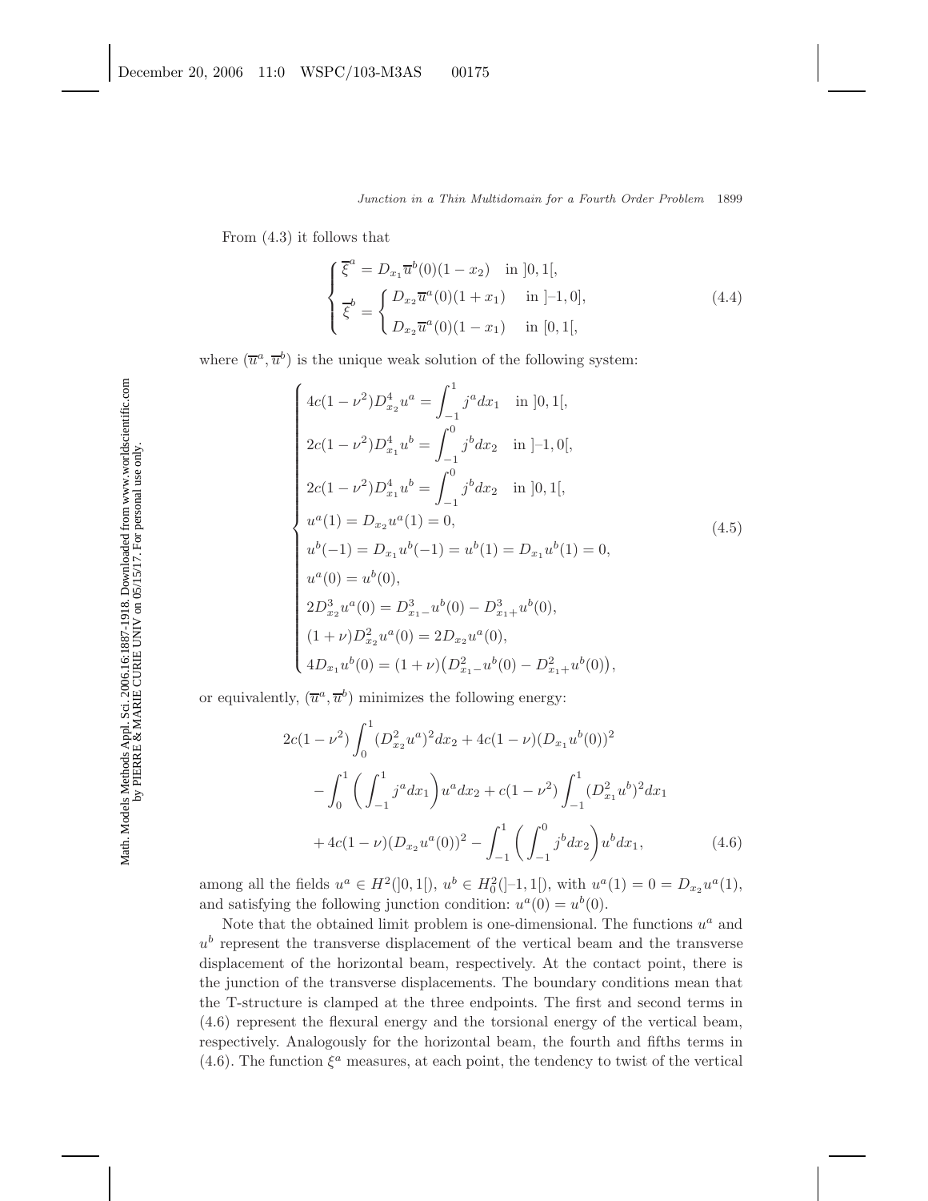From (4.3) it follows that

$$
\begin{cases}
\overline{\xi}^a = D_{x_1}\overline{u}^b(0)(1-x_2) \quad \text{in } ]0,1[, \\
\overline{\xi}^b = \begin{cases} D_{x_2}\overline{u}^a(0)(1+x_1) & \text{in } ]-1,0], \\ D_{x_2}\overline{u}^a(0)(1-x_1) & \text{in } [0,1[, \end{cases}
\end{cases}
\tag{4.4}
$$

where $(\overline{u}^a, \overline{u}^b)$ is the unique weak solution of the following system:

$$
\begin{cases}
4c(1-\nu^2)D^4_{x_2}u^a = \displaystyle\int_{-1}^{1} j^a dx_1 \quad \text{in } ]0,1[, \\
2c(1-\nu^2)D^4_{x_1}u^b = \displaystyle\int_{-1}^{0} j^b dx_2 \quad \text{in } ]-1,0[, \\
2c(1-\nu^2)D^4_{x_1}u^b = \displaystyle\int_{-1}^{0} j^b dx_2 \quad \text{in } ]0,1[, \\
u^a(1) = D_{x_2}u^a(1) = 0, \\
u^b(-1) = D_{x_1}u^b(-1) = u^b(1) = D_{x_1}u^b(1) = 0, \\
u^a(0) = u^b(0), \\
2D^3_{x_2}u^a(0) = D^3_{x_1-}u^b(0) - D^3_{x_1+}u^b(0), \\
(1+\nu)D^2_{x_2}u^a(0) = 2D_{x_2}u^a(0), \\
4D_{x_1}u^b(0) = (1+\nu)\big(D^2_{x_1-}u^b(0) - D^2_{x_1+}u^b(0)\big),
\end{cases}
\tag{4.5}
$$

or equivalently, $(\overline{u}^a, \overline{u}^b)$ minimizes the following energy:

$$
\begin{aligned}
2c(1-\nu^2)&\int_0^1 (D^2_{x_2}u^a)^2 dx_2 + 4c(1-\nu)(D_{x_1}u^b(0))^2 \\
&- \int_0^1 \left(\int_{-1}^{1} j^a dx_1\right) u^a dx_2 + c(1-\nu^2)\int_{-1}^{1}(D^2_{x_1}u^b)^2 dx_1 \\
&+ 4c(1-\nu)(D_{x_2}u^a(0))^2 - \int_{-1}^{1}\left(\int_{-1}^{0} j^b dx_2\right) u^b dx_1,
\end{aligned}
\tag{4.6}
$$

among all the fields $u^a \in H^2(]0,1[)$, $u^b \in H^2_0(]-1,1[)$, with $u^a(1) = 0 = D_{x_2}u^a(1)$, and satisfying the following junction condition: $u^a(0) = u^b(0)$.

Note that the obtained limit problem is one-dimensional. The functions $u^a$ and $u^b$ represent the transverse displacement of the vertical beam and the transverse displacement of the horizontal beam, respectively. At the contact point, there is the junction of the transverse displacements. The boundary conditions mean that the T-structure is clamped at the three endpoints. The first and second terms in (4.6) represent the flexural energy and the torsional energy of the vertical beam, respectively. Analogously for the horizontal beam, the fourth and fifths terms in (4.6). The function $\xi^a$ measures, at each point, the tendency to twist of the vertical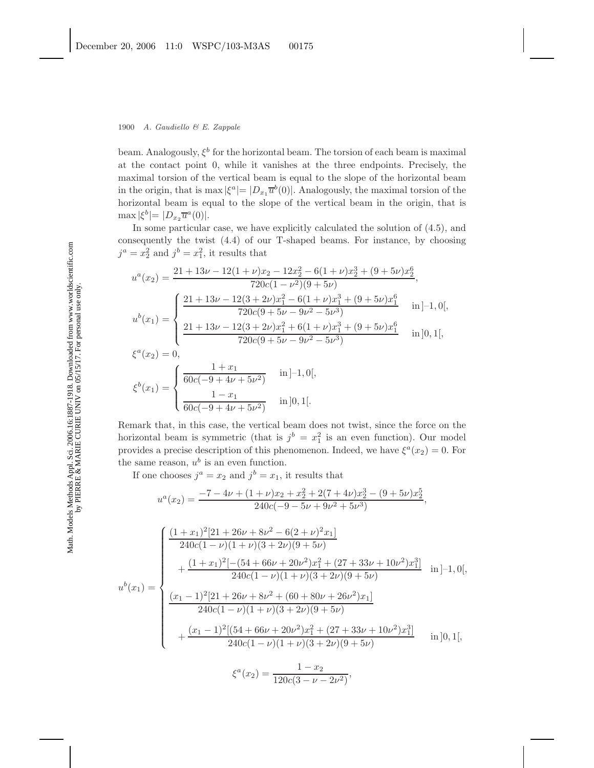beam. Analogously, $\xi^b$ for the horizontal beam. The torsion of each beam is maximal at the contact point 0, while it vanishes at the three endpoints. Precisely, the maximal torsion of the vertical beam is equal to the slope of the horizontal beam in the origin, that is $\max|\xi^a| = |D_{x_1}\overline{u}^b(0)|$. Analogously, the maximal torsion of the horizontal beam is equal to the slope of the vertical beam in the origin, that is $\max|\xi^b| = |D_{x_2}\overline{u}^a(0)|$.

In some particular case, we have explicitly calculated the solution of (4.5), and consequently the twist (4.4) of our T-shaped beams. For instance, by choosing $j^a = x_2^2$ and $j^b = x_1^2$, it results that

$$u^a(x_2) = \frac{21 + 13\nu - 12(1+\nu)x_2 - 12x_2^2 - 6(1+\nu)x_2^3 + (9+5\nu)x_2^6}{720c(1-\nu^2)(9+5\nu)},$$

$$u^b(x_1) = \begin{cases} \dfrac{21 + 13\nu - 12(3+2\nu)x_1^2 - 6(1+\nu)x_1^3 + (9+5\nu)x_1^6}{720c(9+5\nu-9\nu^2-5\nu^3)} & \text{in } ]-1,0[, \\[2ex] \dfrac{21 + 13\nu - 12(3+2\nu)x_1^2 + 6(1+\nu)x_1^3 + (9+5\nu)x_1^6}{720c(9+5\nu-9\nu^2-5\nu^3)} & \text{in } ]0,1[, \end{cases}$$

$$\xi^a(x_2) = 0,$$

$$\xi^b(x_1) = \begin{cases} \dfrac{1+x_1}{60c(-9+4\nu+5\nu^2)} & \text{in } ]-1,0[, \\[2ex] \dfrac{1-x_1}{60c(-9+4\nu+5\nu^2)} & \text{in } ]0,1[. \end{cases}$$

Remark that, in this case, the vertical beam does not twist, since the force on the horizontal beam is symmetric (that is $j^b = x_1^2$ is an even function). Our model provides a precise description of this phenomenon. Indeed, we have $\xi^a(x_2) = 0$. For the same reason, $u^b$ is an even function.

If one chooses $j^a = x_2$ and $j^b = x_1$, it results that

$$u^a(x_2) = \frac{-7 - 4\nu + (1+\nu)x_2 + x_2^2 + 2(7+4\nu)x_2^3 - (9+5\nu)x_2^5}{240c(-9-5\nu+9\nu^2+5\nu^3)},$$

$$u^b(x_1) = \begin{cases} \dfrac{(1+x_1)^2[21 + 26\nu + 8\nu^2 - 6(2+\nu)^2 x_1]}{240c(1-\nu)(1+\nu)(3+2\nu)(9+5\nu)} \\[2ex] \quad + \dfrac{(1+x_1)^2[-(54+66\nu+20\nu^2)x_1^2 + (27+33\nu+10\nu^2)x_1^3]}{240c(1-\nu)(1+\nu)(3+2\nu)(9+5\nu)} & \text{in } ]-1,0[, \\[2ex] \dfrac{(x_1-1)^2[21 + 26\nu + 8\nu^2 + (60+80\nu+26\nu^2)x_1]}{240c(1-\nu)(1+\nu)(3+2\nu)(9+5\nu)} \\[2ex] \quad + \dfrac{(x_1-1)^2[(54+66\nu+20\nu^2)x_1^2 + (27+33\nu+10\nu^2)x_1^3]}{240c(1-\nu)(1+\nu)(3+2\nu)(9+5\nu)} & \text{in } ]0,1[, \end{cases}$$

$$\xi^a(x_2) = \frac{1-x_2}{120c(3-\nu-2\nu^2)},$$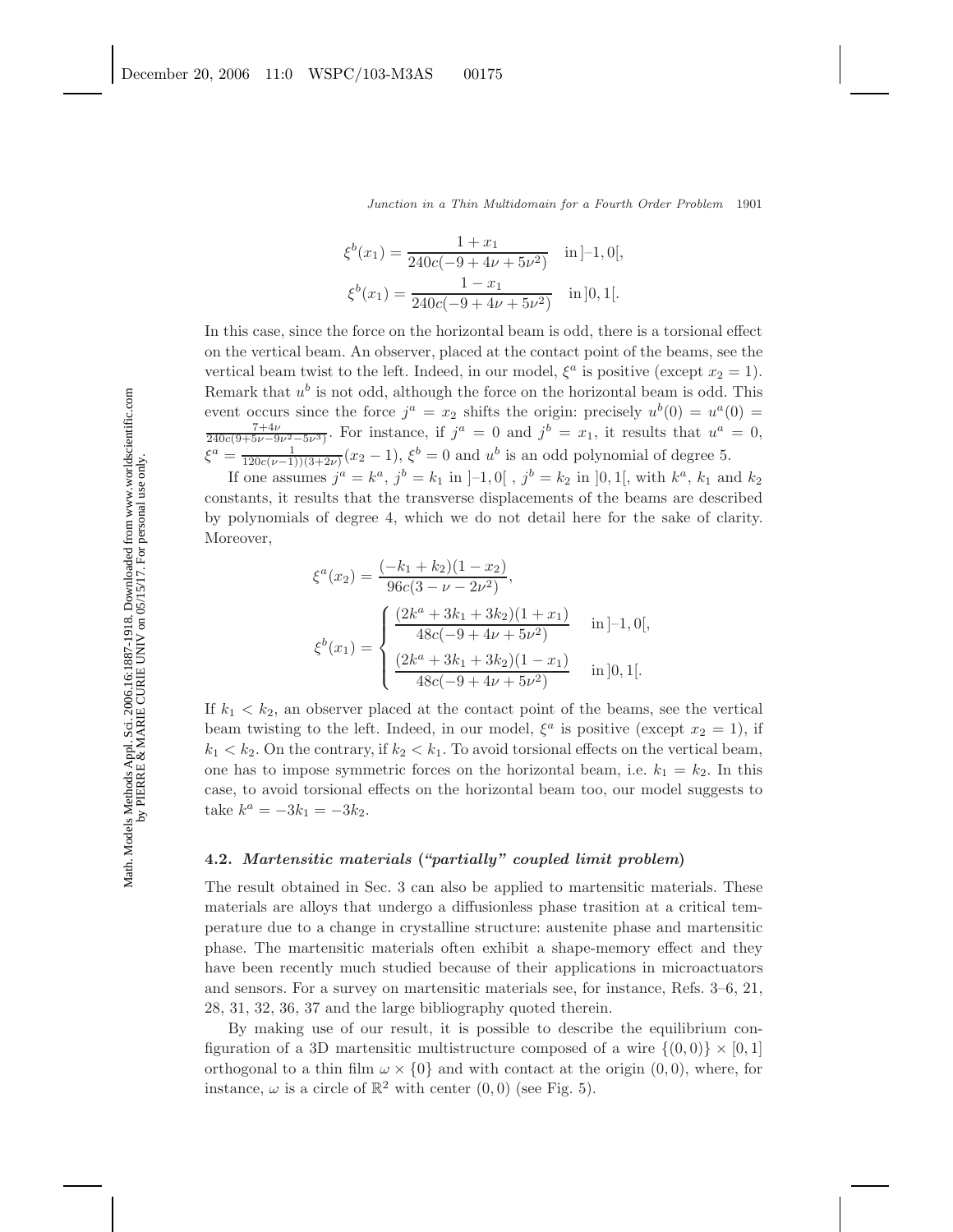$$\xi^b(x_1) = \frac{1+x_1}{240c(-9+4\nu+5\nu^2)} \quad \text{in} \, ]-1,0[,$$

$$\xi^b(x_1) = \frac{1-x_1}{240c(-9+4\nu+5\nu^2)} \quad \text{in} \, ]0,1[.$$

In this case, since the force on the horizontal beam is odd, there is a torsional effect on the vertical beam. An observer, placed at the contact point of the beams, see the vertical beam twist to the left. Indeed, in our model, $\xi^a$ is positive (except $x_2 = 1$). Remark that $u^b$ is not odd, although the force on the horizontal beam is odd. This event occurs since the force $j^a = x_2$ shifts the origin: precisely $u^b(0) = u^a(0) = \frac{7+4\nu}{240c(9+5\nu-9\nu^2-5\nu^3)}$. For instance, if $j^a = 0$ and $j^b = x_1$, it results that $u^a = 0$, $\xi^a = \frac{1}{120c(\nu-1))(3+2\nu)}(x_2-1)$, $\xi^b = 0$ and $u^b$ is an odd polynomial of degree 5.

If one assumes $j^a = k^a$, $j^b = k_1$ in $]-1,0[$ , $j^b = k_2$ in $]0,1[$, with $k^a$, $k_1$ and $k_2$ constants, it results that the transverse displacements of the beams are described by polynomials of degree 4, which we do not detail here for the sake of clarity. Moreover,

$$\xi^a(x_2) = \frac{(-k_1+k_2)(1-x_2)}{96c(3-\nu-2\nu^2)},$$

$$\xi^b(x_1) = \begin{cases} \dfrac{(2k^a+3k_1+3k_2)(1+x_1)}{48c(-9+4\nu+5\nu^2)} & \text{in} \, ]-1,0[, \\[2ex] \dfrac{(2k^a+3k_1+3k_2)(1-x_1)}{48c(-9+4\nu+5\nu^2)} & \text{in} \, ]0,1[. \end{cases}$$

If $k_1 < k_2$, an observer placed at the contact point of the beams, see the vertical beam twisting to the left. Indeed, in our model, $\xi^a$ is positive (except $x_2 = 1$), if $k_1 < k_2$. On the contrary, if $k_2 < k_1$. To avoid torsional effects on the vertical beam, one has to impose symmetric forces on the horizontal beam, i.e. $k_1 = k_2$. In this case, to avoid torsional effects on the horizontal beam too, our model suggests to take $k^a = -3k_1 = -3k_2$.

### 4.2. *Martensitic materials ("partially" coupled limit problem)*

The result obtained in Sec. 3 can also be applied to martensitic materials. These materials are alloys that undergo a diffusionless phase trasition at a critical temperature due to a change in crystalline structure: austenite phase and martensitic phase. The martensitic materials often exhibit a shape-memory effect and they have been recently much studied because of their applications in microactuators and sensors. For a survey on martensitic materials see, for instance, Refs. 3–6, 21, 28, 31, 32, 36, 37 and the large bibliography quoted therein.

By making use of our result, it is possible to describe the equilibrium configuration of a 3D martensitic multistructure composed of a wire $\{(0,0)\} \times [0,1]$ orthogonal to a thin film $\omega \times \{0\}$ and with contact at the origin $(0,0)$, where, for instance, $\omega$ is a circle of $\mathbb{R}^2$ with center $(0,0)$ (see Fig. 5).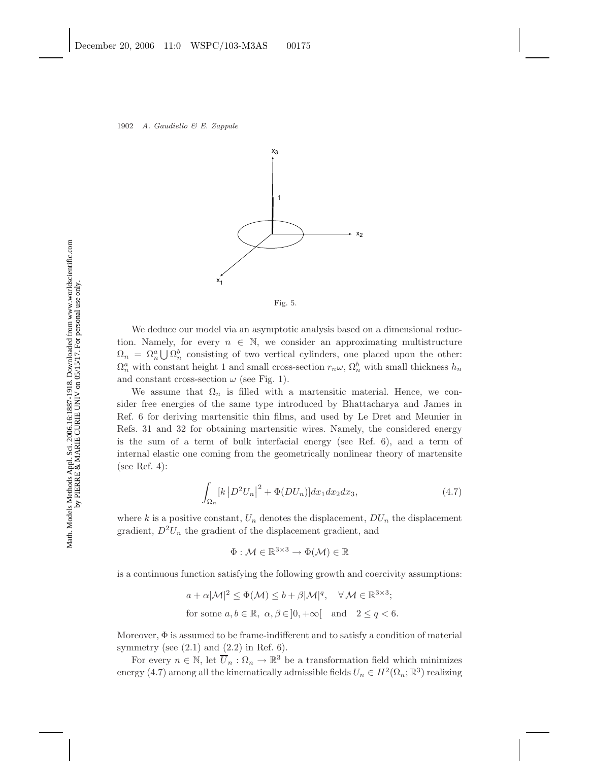Fig. 5.

We deduce our model via an asymptotic analysis based on a dimensional reduction. Namely, for every $n \in \mathbb{N}$, we consider an approximating multistructure $\Omega_n = \Omega_n^a \bigcup \Omega_n^b$ consisting of two vertical cylinders, one placed upon the other: $\Omega_n^a$ with constant height 1 and small cross-section $r_n\omega$, $\Omega_n^b$ with small thickness $h_n$ and constant cross-section $\omega$ (see Fig. 1).

We assume that $\Omega_n$ is filled with a martensitic material. Hence, we consider free energies of the same type introduced by Bhattacharya and James in Ref. 6 for deriving martensitic thin films, and used by Le Dret and Meunier in Refs. 31 and 32 for obtaining martensitic wires. Namely, the considered energy is the sum of a term of bulk interfacial energy (see Ref. 6), and a term of internal elastic one coming from the geometrically nonlinear theory of martensite (see Ref. 4):

$$\int_{\Omega_n} [k \left|D^2 U_n\right|^2 + \Phi(DU_n)] dx_1 dx_2 dx_3, \tag{4.7}$$

where $k$ is a positive constant, $U_n$ denotes the displacement, $DU_n$ the displacement gradient, $D^2U_n$ the gradient of the displacement gradient, and

$$\Phi : \mathcal{M} \in \mathbb{R}^{3\times 3} \to \Phi(\mathcal{M}) \in \mathbb{R}$$

is a continuous function satisfying the following growth and coercivity assumptions:

$$a + \alpha|\mathcal{M}|^2 \leq \Phi(\mathcal{M}) \leq b + \beta|\mathcal{M}|^q, \quad \forall\, \mathcal{M} \in \mathbb{R}^{3\times 3};$$

$$\text{for some } a, b \in \mathbb{R},\ \alpha, \beta \in ]0, +\infty[ \quad \text{and} \quad 2 \leq q < 6.$$

Moreover, $\Phi$ is assumed to be frame-indifferent and to satisfy a condition of material symmetry (see (2.1) and (2.2) in Ref. 6).

For every $n \in \mathbb{N}$, let $\overline{U}_n : \Omega_n \to \mathbb{R}^3$ be a transformation field which minimizes energy (4.7) among all the kinematically admissible fields $U_n \in H^2(\Omega_n; \mathbb{R}^3)$ realizing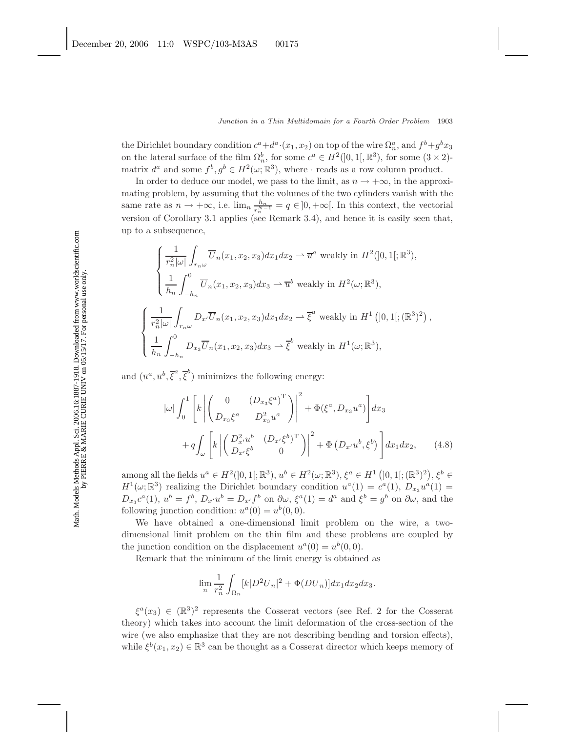the Dirichlet boundary condition $c^a + d^a \cdot (x_1, x_2)$ on top of the wire $\Omega_n^a$, and $f^b + g^b x_3$ on the lateral surface of the film $\Omega_n^b$, for some $c^a \in H^2(]0,1[,\mathbb{R}^3)$, for some $(3\times 2)$-matrix $d^a$ and some $f^b, g^b \in H^2(\omega;\mathbb{R}^3)$, where $\cdot$ reads as a row column product.

In order to deduce our model, we pass to the limit, as $n \to +\infty$, in the approximating problem, by assuming that the volumes of the two cylinders vanish with the same rate as $n \to +\infty$, i.e. $\lim_n \frac{h_n}{r_n^{N-1}} = q \in ]0,+\infty[$. In this context, the vectorial version of Corollary 3.1 applies (see Remark 3.4), and hence it is easily seen that, up to a subsequence,

$$
\begin{cases}
\dfrac{1}{r_n^2|\omega|}\displaystyle\int_{r_n\omega} \overline{U}_n(x_1,x_2,x_3)dx_1dx_2 \rightharpoonup \overline{u}^a \text{ weakly in } H^2(]0,1[;\mathbb{R}^3),\\[2ex]
\dfrac{1}{h_n}\displaystyle\int_{-h_n}^{0} \overline{U}_n(x_1,x_2,x_3)dx_3 \rightharpoonup \overline{u}^b \text{ weakly in } H^2(\omega;\mathbb{R}^3),
\end{cases}
$$

$$
\begin{cases}
\dfrac{1}{r_n^2|\omega|}\displaystyle\int_{r_n\omega} D_{x'}\overline{U}_n(x_1,x_2,x_3)dx_1dx_2 \rightharpoonup \overline{\xi}^a \text{ weakly in } H^1\left(]0,1[;(\mathbb{R}^3)^2\right),\\[2ex]
\dfrac{1}{h_n}\displaystyle\int_{-h_n}^{0} D_{x_3}\overline{U}_n(x_1,x_2,x_3)dx_3 \rightharpoonup \overline{\xi}^b \text{ weakly in } H^1(\omega;\mathbb{R}^3),
\end{cases}
$$

and $(\overline{u}^a, \overline{u}^b, \overline{\xi}^a, \overline{\xi}^b)$ minimizes the following energy:

$$
|\omega|\int_0^1\left[k\left|\begin{pmatrix} 0 & (D_{x_3}\xi^a)^{\mathrm{T}} \\ D_{x_3}\xi^a & D_{x_3}^2 u^a\end{pmatrix}\right|^2 + \Phi(\xi^a, D_{x_3}u^a)\right]dx_3
+ q\int_\omega\left[k\left|\begin{pmatrix} D_{x'}^2 u^b & (D_{x'}\xi^b)^{\mathrm{T}} \\ D_{x'}\xi^b & 0\end{pmatrix}\right|^2 + \Phi\left(D_{x'}u^b, \xi^b\right)\right]dx_1dx_2, \tag{4.8}
$$

among all the fields $u^a \in H^2(]0,1[;\mathbb{R}^3)$, $u^b \in H^2(\omega;\mathbb{R}^3)$, $\xi^a \in H^1\left(]0,1[;(\mathbb{R}^3)^2\right)$, $\xi^b \in H^1(\omega;\mathbb{R}^3)$ realizing the Dirichlet boundary condition $u^a(1) = c^a(1)$, $D_{x_3}u^a(1) = D_{x_3}c^a(1)$, $u^b = f^b$, $D_{x'}u^b = D_{x'}f^b$ on $\partial\omega$, $\xi^a(1) = d^a$ and $\xi^b = g^b$ on $\partial\omega$, and the following junction condition: $u^a(0) = u^b(0,0)$.

We have obtained a one-dimensional limit problem on the wire, a two-dimensional limit problem on the thin film and these problems are coupled by the junction condition on the displacement $u^a(0) = u^b(0,0)$.

Remark that the minimum of the limit energy is obtained as

$$
\lim_n \frac{1}{r_n^2}\int_{\Omega_n}[k|D^2\overline{U}_n|^2 + \Phi(D\overline{U}_n)]dx_1dx_2dx_3.
$$

$\xi^a(x_3) \in (\mathbb{R}^3)^2$ represents the Cosserat vectors (see Ref. 2 for the Cosserat theory) which takes into account the limit deformation of the cross-section of the wire (we also emphasize that they are not describing bending and torsion effects), while $\xi^b(x_1,x_2) \in \mathbb{R}^3$ can be thought as a Cosserat director which keeps memory of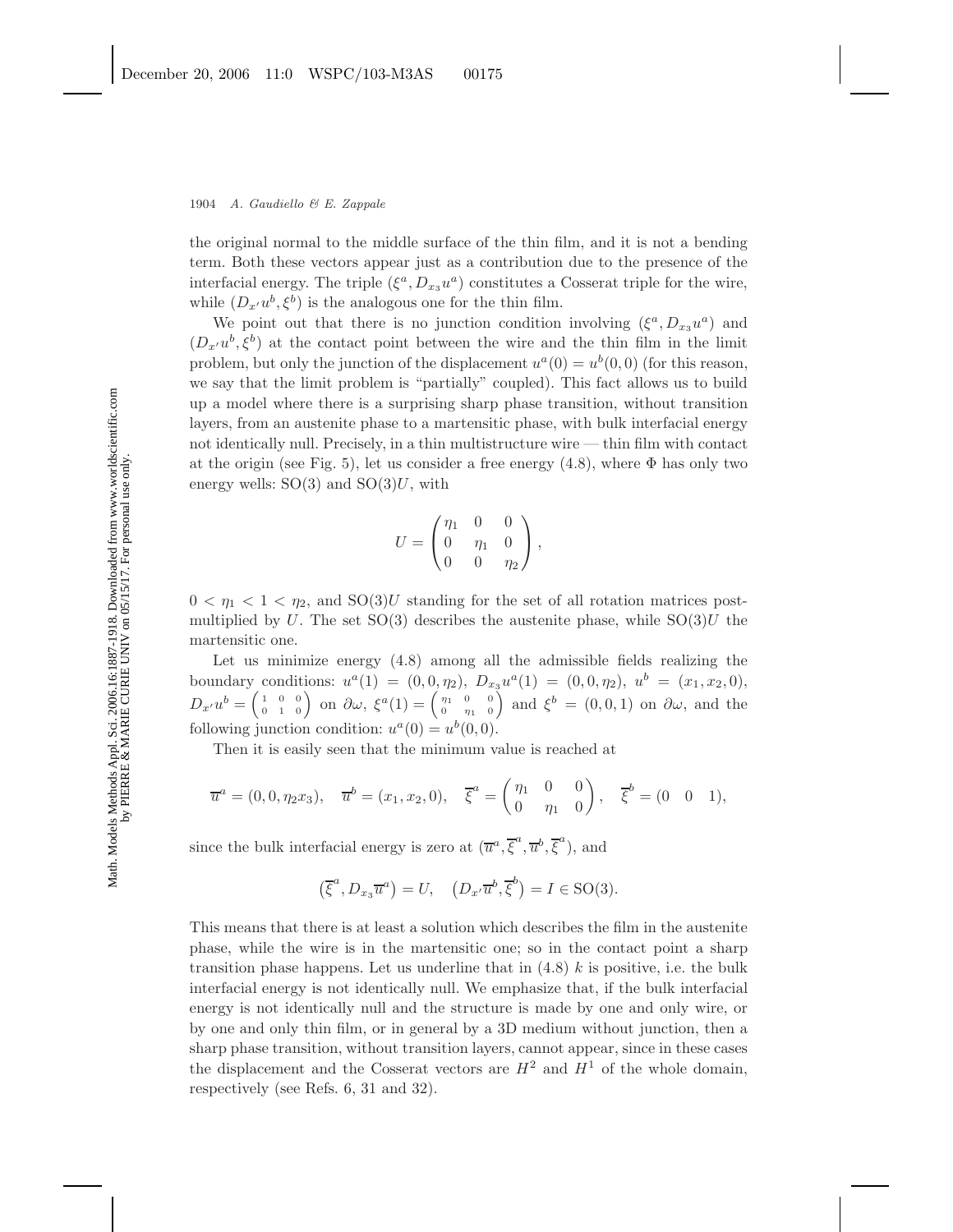the original normal to the middle surface of the thin film, and it is not a bending term. Both these vectors appear just as a contribution due to the presence of the interfacial energy. The triple $(\xi^a, D_{x_3}u^a)$ constitutes a Cosserat triple for the wire, while $(D_{x'}u^b, \xi^b)$ is the analogous one for the thin film.

We point out that there is no junction condition involving $(\xi^a, D_{x_3}u^a)$ and $(D_{x'}u^b, \xi^b)$ at the contact point between the wire and the thin film in the limit problem, but only the junction of the displacement $u^a(0) = u^b(0,0)$ (for this reason, we say that the limit problem is "partially" coupled). This fact allows us to build up a model where there is a surprising sharp phase transition, without transition layers, from an austenite phase to a martensitic phase, with bulk interfacial energy not identically null. Precisely, in a thin multistructure wire — thin film with contact at the origin (see Fig. 5), let us consider a free energy (4.8), where $\Phi$ has only two energy wells: $\mathrm{SO}(3)$ and $\mathrm{SO}(3)U$, with

$$U = \begin{pmatrix} \eta_1 & 0 & 0 \\ 0 & \eta_1 & 0 \\ 0 & 0 & \eta_2 \end{pmatrix},$$

$0 < \eta_1 < 1 < \eta_2$, and $\mathrm{SO}(3)U$ standing for the set of all rotation matrices post-multiplied by $U$. The set $\mathrm{SO}(3)$ describes the austenite phase, while $\mathrm{SO}(3)U$ the martensitic one.

Let us minimize energy (4.8) among all the admissible fields realizing the boundary conditions: $u^a(1) = (0,0,\eta_2)$, $D_{x_3}u^a(1) = (0,0,\eta_2)$, $u^b = (x_1,x_2,0)$, $D_{x'}u^b = \left(\begin{smallmatrix} 1 & 0 & 0 \\ 0 & 1 & 0 \end{smallmatrix}\right)$ on $\partial\omega$, $\xi^a(1) = \left(\begin{smallmatrix} \eta_1 & 0 & 0 \\ 0 & \eta_1 & 0 \end{smallmatrix}\right)$ and $\xi^b = (0,0,1)$ on $\partial\omega$, and the following junction condition: $u^a(0) = u^b(0,0)$.

Then it is easily seen that the minimum value is reached at

$$\overline{u}^a = (0,0,\eta_2 x_3), \quad \overline{u}^b = (x_1,x_2,0), \quad \overline{\xi}^a = \begin{pmatrix} \eta_1 & 0 & 0 \\ 0 & \eta_1 & 0 \end{pmatrix}, \quad \overline{\xi}^b = (0 \quad 0 \quad 1),$$

since the bulk interfacial energy is zero at $(\overline{u}^a, \overline{\xi}^a, \overline{u}^b, \overline{\xi}^a)$, and

$$\left(\overline{\xi}^a, D_{x_3}\overline{u}^a\right) = U, \quad \left(D_{x'}\overline{u}^b, \overline{\xi}^b\right) = I \in \mathrm{SO}(3).$$

This means that there is at least a solution which describes the film in the austenite phase, while the wire is in the martensitic one; so in the contact point a sharp transition phase happens. Let us underline that in (4.8) $k$ is positive, i.e. the bulk interfacial energy is not identically null. We emphasize that, if the bulk interfacial energy is not identically null and the structure is made by one and only wire, or by one and only thin film, or in general by a 3D medium without junction, then a sharp phase transition, without transition layers, cannot appear, since in these cases the displacement and the Cosserat vectors are $H^2$ and $H^1$ of the whole domain, respectively (see Refs. 6, 31 and 32).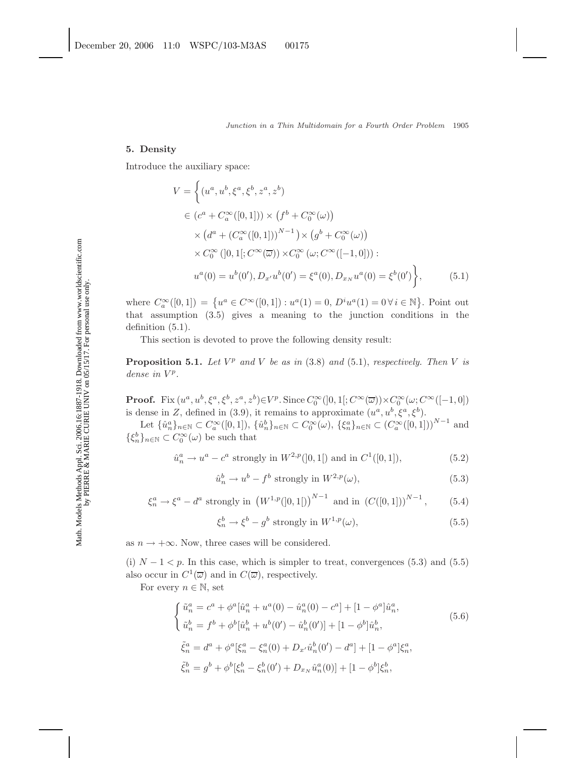## 5. Density

Introduce the auxiliary space:

$$
\begin{aligned}
V = \Big\{ &(u^a, u^b, \xi^a, \xi^b, z^a, z^b) \\
&\in (c^a + C_a^\infty([0,1])) \times \left(f^b + C_0^\infty(\omega)\right) \\
&\times \left(d^a + (C_a^\infty([0,1]))^{N-1}\right) \times \left(g^b + C_0^\infty(\omega)\right) \\
&\times C_0^\infty\left(]0,1[; C^\infty(\overline{\varpi})\right) \times C_0^\infty\left(\omega; C^\infty([-1,0])\right) : \\
&u^a(0) = u^b(0'), D_{x'}u^b(0') = \xi^a(0), D_{x_N}u^a(0) = \xi^b(0') \Big\}, \qquad (5.1)
\end{aligned}
$$

where $C_a^\infty([0,1]) = \{u^a \in C^\infty([0,1]) : u^a(1) = 0,\, D^i u^a(1) = 0\, \forall\, i \in \mathbb{N}\}$. Point out that assumption (3.5) gives a meaning to the junction conditions in the definition (5.1).

This section is devoted to prove the following density result:

**Proposition 5.1.** *Let $V^p$ and $V$ be as in* (3.8) *and* (5.1), *respectively. Then $V$ is dense in $V^p$.*

**Proof.** Fix $(u^a, u^b, \xi^a, \xi^b, z^a, z^b) \in V^p$. Since $C_0^\infty(]0,1[; C^\infty(\overline{\varpi})) \times C_0^\infty(\omega; C^\infty([-1,0]))$ is dense in $Z$, defined in (3.9), it remains to approximate $(u^a, u^b, \xi^a, \xi^b)$.

Let $\{\hat{u}_n^a\}_{n\in\mathbb{N}} \subset C_a^\infty([0,1])$, $\{\hat{u}_n^b\}_{n\in\mathbb{N}} \subset C_0^\infty(\omega)$, $\{\xi_n^a\}_{n\in\mathbb{N}} \subset (C_a^\infty([0,1]))^{N-1}$ and $\{\xi_n^b\}_{n\in\mathbb{N}} \subset C_0^\infty(\omega)$ be such that

$$\hat{u}_n^a \to u^a - c^a \text{ strongly in } W^{2,p}(]0,1[) \text{ and in } C^1([0,1]), \tag{5.2}$$

$$\hat{u}_n^b \to u^b - f^b \text{ strongly in } W^{2,p}(\omega), \tag{5.3}$$

$$\xi_n^a \to \xi^a - d^a \text{ strongly in } \left(W^{1,p}(]0,1[)\right)^{N-1} \text{ and in } \left(C([0,1])\right)^{N-1}, \tag{5.4}$$

$$\xi_n^b \to \xi^b - g^b \text{ strongly in } W^{1,p}(\omega), \tag{5.5}$$

as $n \to +\infty$. Now, three cases will be considered.

(i) $N - 1 < p$. In this case, which is simpler to treat, convergences (5.3) and (5.5) also occur in $C^1(\overline{\varpi})$ and in $C(\overline{\varpi})$, respectively.

For every $n \in \mathbb{N}$, set

$$
\begin{cases}
\tilde{u}_n^a = c^a + \phi^a[\hat{u}_n^a + u^a(0) - \hat{u}_n^a(0) - c^a] + [1 - \phi^a]\hat{u}_n^a, \\
\tilde{u}_n^b = f^b + \phi^b[\hat{u}_n^b + u^b(0') - \hat{u}_n^b(0')] + [1 - \phi^b]\hat{u}_n^b,
\end{cases}
\tag{5.6}
$$

$$\tilde{\xi}_n^a = d^a + \phi^a[\xi_n^a - \xi_n^a(0) + D_{x'}\hat{u}_n^b(0') - d^a] + [1 - \phi^a]\xi_n^a,$$

$$\tilde{\xi}_n^b = g^b + \phi^b[\xi_n^b - \xi_n^b(0') + D_{x_N}\hat{u}_n^a(0)] + [1 - \phi^b]\xi_n^b,$$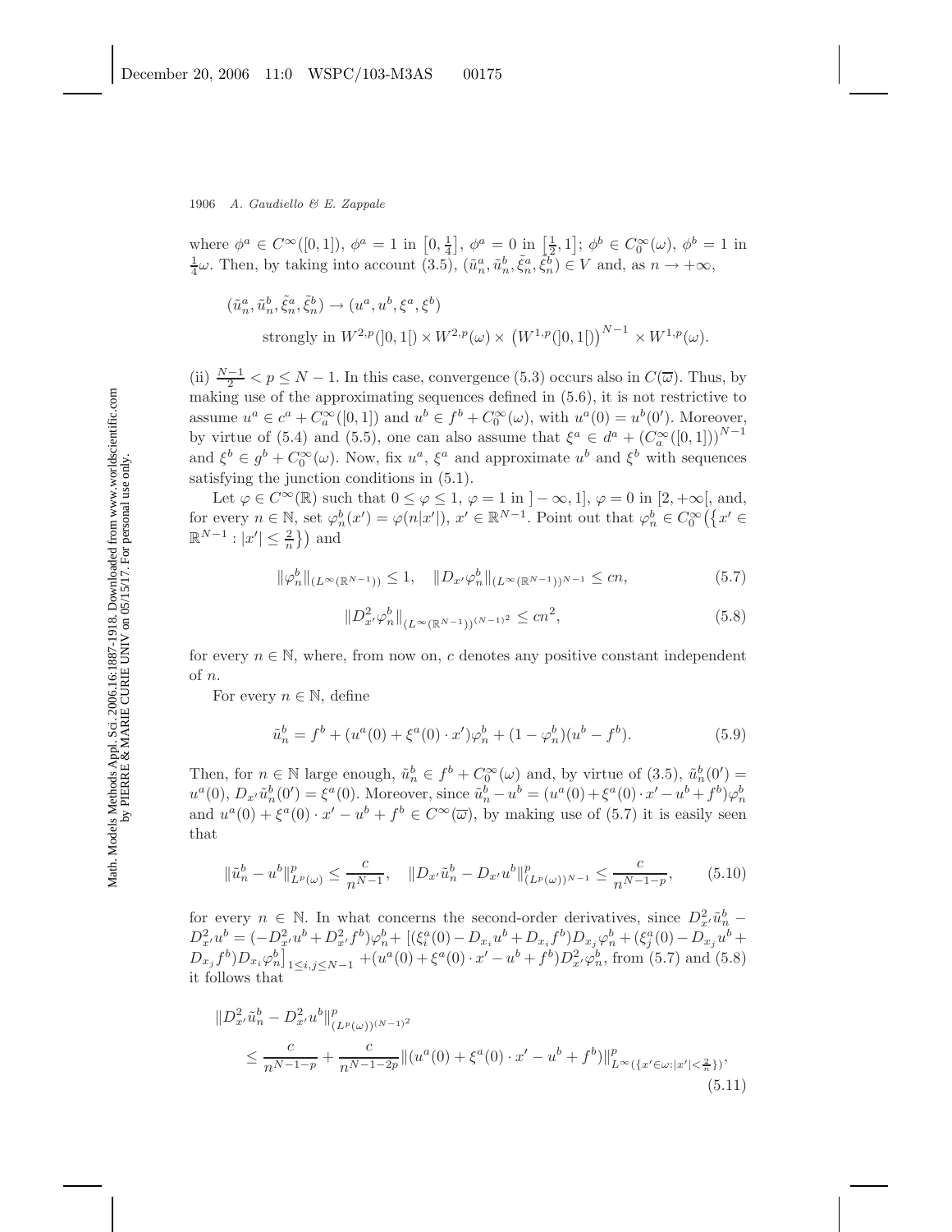where $\phi^a \in C^\infty([0,1])$, $\phi^a = 1$ in $\left[0, \frac{1}{4}\right]$, $\phi^a = 0$ in $\left[\frac{1}{2}, 1\right]$; $\phi^b \in C_0^\infty(\omega)$, $\phi^b = 1$ in $\frac{1}{4}\omega$. Then, by taking into account (3.5), $(\tilde{u}_n^a, \tilde{u}_n^b, \tilde{\xi}_n^a, \tilde{\xi}_n^b) \in V$ and, as $n \to +\infty$,

$$
\begin{aligned}
&(\tilde{u}_n^a, \tilde{u}_n^b, \tilde{\xi}_n^a, \tilde{\xi}_n^b) \to (u^a, u^b, \xi^a, \xi^b) \\
&\qquad \text{strongly in } W^{2,p}(]0,1[) \times W^{2,p}(\omega) \times \left(W^{1,p}(]0,1[)\right)^{N-1} \times W^{1,p}(\omega).
\end{aligned}
$$

(ii) $\frac{N-1}{2} < p \leq N-1$. In this case, convergence (5.3) occurs also in $C(\overline{\omega})$. Thus, by making use of the approximating sequences defined in (5.6), it is not restrictive to assume $u^a \in c^a + C_a^\infty([0,1])$ and $u^b \in f^b + C_0^\infty(\omega)$, with $u^a(0) = u^b(0')$. Moreover, by virtue of (5.4) and (5.5), one can also assume that $\xi^a \in d^a + (C_a^\infty([0,1]))^{N-1}$ and $\xi^b \in g^b + C_0^\infty(\omega)$. Now, fix $u^a$, $\xi^a$ and approximate $u^b$ and $\xi^b$ with sequences satisfying the junction conditions in (5.1).

Let $\varphi \in C^\infty(\mathbb{R})$ such that $0 \leq \varphi \leq 1$, $\varphi = 1$ in $]-\infty, 1]$, $\varphi = 0$ in $[2, +\infty[$, and, for every $n \in \mathbb{N}$, set $\varphi_n^b(x') = \varphi(n|x'|)$, $x' \in \mathbb{R}^{N-1}$. Point out that $\varphi_n^b \in C_0^\infty\big(\{x' \in \mathbb{R}^{N-1} : |x'| \leq \frac{2}{n}\}\big)$ and

$$
\|\varphi_n^b\|_{(L^\infty(\mathbb{R}^{N-1}))} \leq 1, \quad \|D_{x'}\varphi_n^b\|_{(L^\infty(\mathbb{R}^{N-1}))^{N-1}} \leq cn, \tag{5.7}
$$

$$
\|D_{x'}^2\varphi_n^b\|_{(L^\infty(\mathbb{R}^{N-1}))^{(N-1)^2}} \leq cn^2, \tag{5.8}
$$

for every $n \in \mathbb{N}$, where, from now on, $c$ denotes any positive constant independent of $n$.

For every $n \in \mathbb{N}$, define

$$
\tilde{u}_n^b = f^b + (u^a(0) + \xi^a(0) \cdot x')\varphi_n^b + (1 - \varphi_n^b)(u^b - f^b). \tag{5.9}
$$

Then, for $n \in \mathbb{N}$ large enough, $\tilde{u}_n^b \in f^b + C_0^\infty(\omega)$ and, by virtue of (3.5), $\tilde{u}_n^b(0') = u^a(0)$, $D_{x'}\tilde{u}_n^b(0') = \xi^a(0)$. Moreover, since $\tilde{u}_n^b - u^b = (u^a(0) + \xi^a(0) \cdot x' - u^b + f^b)\varphi_n^b$ and $u^a(0) + \xi^a(0) \cdot x' - u^b + f^b \in C^\infty(\overline{\omega})$, by making use of (5.7) it is easily seen that

$$
\|\tilde{u}_n^b - u^b\|_{L^p(\omega)}^p \leq \frac{c}{n^{N-1}}, \quad \|D_{x'}\tilde{u}_n^b - D_{x'}u^b\|_{(L^p(\omega))^{N-1}}^p \leq \frac{c}{n^{N-1-p}}, \tag{5.10}
$$

for every $n \in \mathbb{N}$. In what concerns the second-order derivatives, since $D_{x'}^2\tilde{u}_n^b - D_{x'}^2 u^b = (-D_{x'}^2 u^b + D_{x'}^2 f^b)\varphi_n^b + \big[(\xi_i^a(0) - D_{x_i}u^b + D_{x_i}f^b)D_{x_j}\varphi_n^b + (\xi_j^a(0) - D_{x_j}u^b + D_{x_j}f^b)D_{x_i}\varphi_n^b\big]_{1 \leq i,j \leq N-1} + (u^a(0) + \xi^a(0) \cdot x' - u^b + f^b)D_{x'}^2\varphi_n^b$, from (5.7) and (5.8) it follows that

$$
\begin{aligned}
&\|D_{x'}^2\tilde{u}_n^b - D_{x'}^2 u^b\|_{(L^p(\omega))^{(N-1)^2}}^p \\
&\quad \leq \frac{c}{n^{N-1-p}} + \frac{c}{n^{N-1-2p}}\|(u^a(0) + \xi^a(0) \cdot x' - u^b + f^b)\|_{L^\infty(\{x' \in \omega : |x'| < \frac{2}{n}\})}^p,
\end{aligned} \tag{5.11}
$$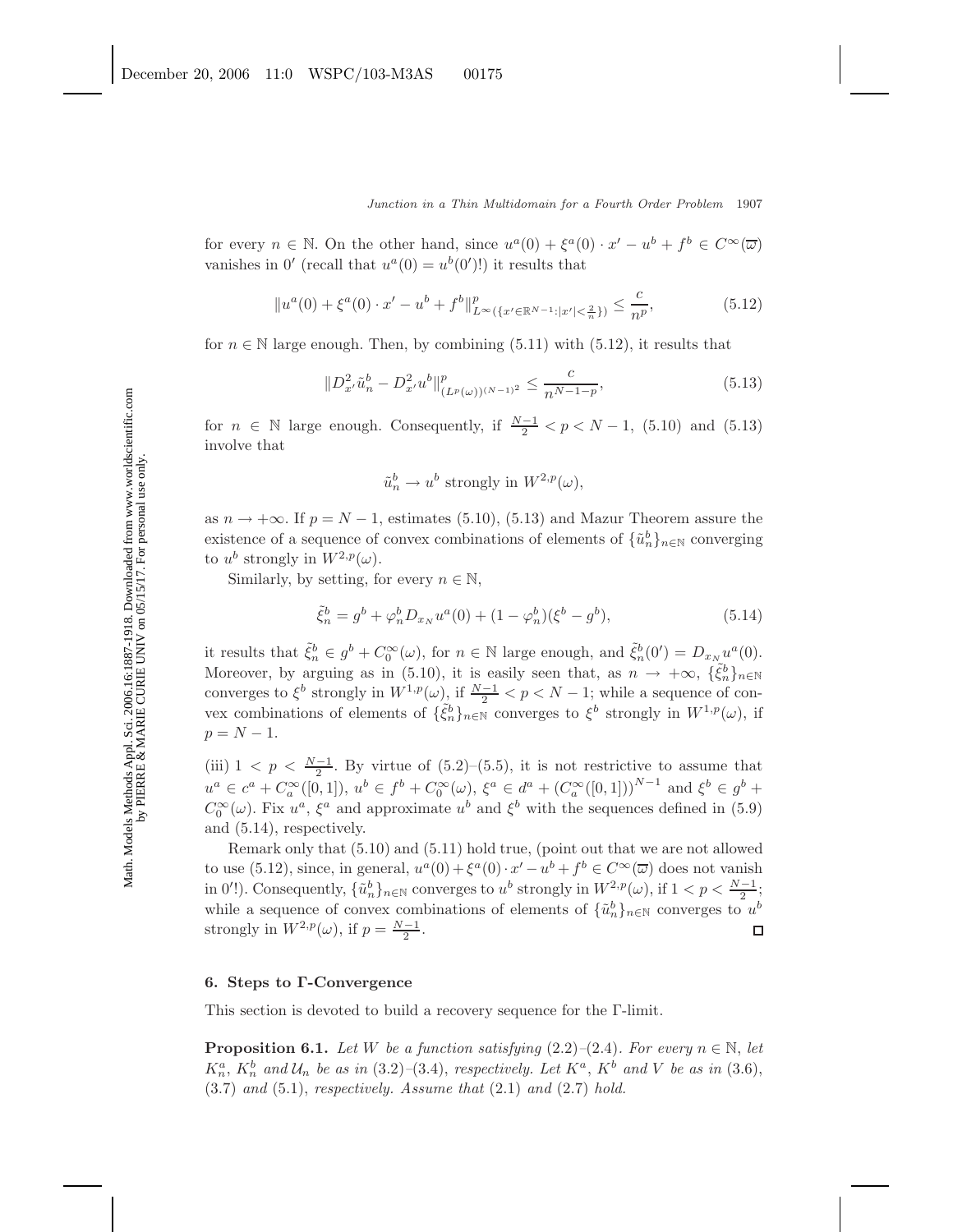for every $n \in \mathbb{N}$. On the other hand, since $u^a(0) + \xi^a(0) \cdot x' - u^b + f^b \in C^\infty(\overline{\omega})$ vanishes in $0'$ (recall that $u^a(0) = u^b(0')$!) it results that

$$\|u^a(0) + \xi^a(0) \cdot x' - u^b + f^b\|^p_{L^\infty(\{x' \in \mathbb{R}^{N-1}: |x'| < \frac{2}{n}\})} \leq \frac{c}{n^p}, \tag{5.12}$$

for $n \in \mathbb{N}$ large enough. Then, by combining (5.11) with (5.12), it results that

$$\|D^2_{x'}\tilde{u}^b_n - D^2_{x'}u^b\|^p_{(L^p(\omega))^{(N-1)^2}} \leq \frac{c}{n^{N-1-p}}, \tag{5.13}$$

for $n \in \mathbb{N}$ large enough. Consequently, if $\frac{N-1}{2} < p < N-1$, (5.10) and (5.13) involve that

$$\tilde{u}^b_n \to u^b \text{ strongly in } W^{2,p}(\omega),$$

as $n \to +\infty$. If $p = N-1$, estimates (5.10), (5.13) and Mazur Theorem assure the existence of a sequence of convex combinations of elements of $\{\tilde{u}^b_n\}_{n\in\mathbb{N}}$ converging to $u^b$ strongly in $W^{2,p}(\omega)$.

Similarly, by setting, for every $n \in \mathbb{N}$,

$$\tilde{\xi}^b_n = g^b + \varphi^b_n D_{x_N} u^a(0) + (1 - \varphi^b_n)(\xi^b - g^b), \tag{5.14}$$

it results that $\tilde{\xi}^b_n \in g^b + C^\infty_0(\omega)$, for $n \in \mathbb{N}$ large enough, and $\tilde{\xi}^b_n(0') = D_{x_N} u^a(0)$. Moreover, by arguing as in (5.10), it is easily seen that, as $n \to +\infty$, $\{\tilde{\xi}^b_n\}_{n\in\mathbb{N}}$ converges to $\xi^b$ strongly in $W^{1,p}(\omega)$, if $\frac{N-1}{2} < p < N-1$; while a sequence of convex combinations of elements of $\{\tilde{\xi}^b_n\}_{n\in\mathbb{N}}$ converges to $\xi^b$ strongly in $W^{1,p}(\omega)$, if $p = N-1$.

(iii) $1 < p < \frac{N-1}{2}$. By virtue of (5.2)–(5.5), it is not restrictive to assume that $u^a \in c^a + C^\infty_a([0,1])$, $u^b \in f^b + C^\infty_0(\omega)$, $\xi^a \in d^a + (C^\infty_a([0,1]))^{N-1}$ and $\xi^b \in g^b + C^\infty_0(\omega)$. Fix $u^a$, $\xi^a$ and approximate $u^b$ and $\xi^b$ with the sequences defined in (5.9) and (5.14), respectively.

Remark only that (5.10) and (5.11) hold true, (point out that we are not allowed to use (5.12), since, in general, $u^a(0) + \xi^a(0) \cdot x' - u^b + f^b \in C^\infty(\overline{\omega})$ does not vanish in $0'$!). Consequently, $\{\tilde{u}^b_n\}_{n\in\mathbb{N}}$ converges to $u^b$ strongly in $W^{2,p}(\omega)$, if $1 < p < \frac{N-1}{2}$; while a sequence of convex combinations of elements of $\{\tilde{u}^b_n\}_{n\in\mathbb{N}}$ converges to $u^b$ strongly in $W^{2,p}(\omega)$, if $p = \frac{N-1}{2}$. $\square$

## 6. Steps to Γ-Convergence

This section is devoted to build a recovery sequence for the Γ-limit.

**Proposition 6.1.** *Let $W$ be a function satisfying (2.2)–(2.4). For every $n \in \mathbb{N}$, let $K^a_n$, $K^b_n$ and $\mathcal{U}_n$ be as in (3.2)–(3.4), respectively. Let $K^a$, $K^b$ and $V$ be as in (3.6), (3.7) and (5.1), respectively. Assume that (2.1) and (2.7) hold.*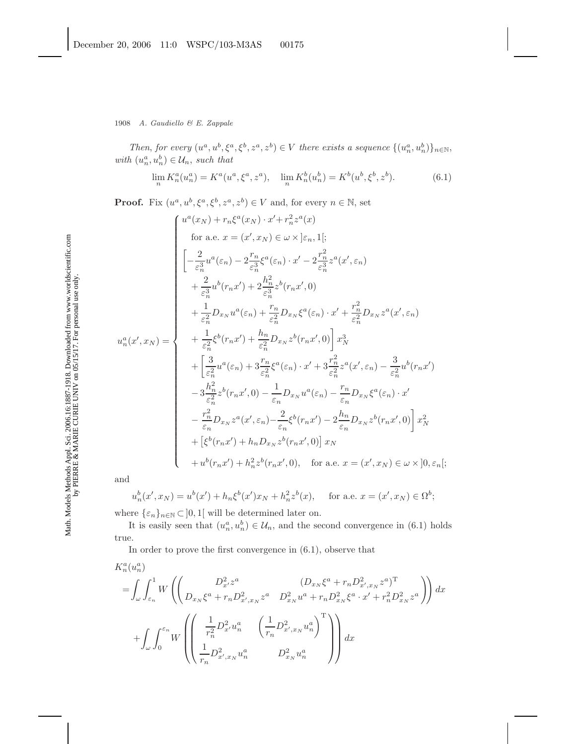*Then, for every $(u^a, u^b, \xi^a, \xi^b, z^a, z^b) \in V$ there exists a sequence $\{(u^a_n, u^b_n)\}_{n\in\mathbb{N}}$, with $(u^a_n, u^b_n) \in \mathcal{U}_n$, such that*

$$\lim_n K^a_n(u^a_n) = K^a(u^a, \xi^a, z^a), \quad \lim_n K^b_n(u^b_n) = K^b(u^b, \xi^b, z^b). \tag{6.1}$$

**Proof.** Fix $(u^a, u^b, \xi^a, \xi^b, z^a, z^b) \in V$ and, for every $n \in \mathbb{N}$, set

$$u^a_n(x', x_N) = \begin{cases} u^a(x_N) + r_n \xi^a(x_N)\cdot x' + r_n^2 z^a(x) \\ \quad \text{for a.e. } x = (x', x_N) \in \omega \times ]\varepsilon_n, 1[; \\ \Big[ -\dfrac{2}{\varepsilon_n^3} u^a(\varepsilon_n) - 2\dfrac{r_n}{\varepsilon_n^3}\xi^a(\varepsilon_n)\cdot x' - 2\dfrac{r_n^2}{\varepsilon_n^3} z^a(x', \varepsilon_n) \\ \quad + \dfrac{2}{\varepsilon_n^3} u^b(r_n x') + 2\dfrac{h_n^2}{\varepsilon_n^3} z^b(r_n x', 0) \\ \quad + \dfrac{1}{\varepsilon_n^2} D_{x_N} u^a(\varepsilon_n) + \dfrac{r_n}{\varepsilon_n^2} D_{x_N}\xi^a(\varepsilon_n)\cdot x' + \dfrac{r_n^2}{\varepsilon_n^2} D_{x_N} z^a(x', \varepsilon_n) \\ \quad + \dfrac{1}{\varepsilon_n^2}\xi^b(r_n x') + \dfrac{h_n}{\varepsilon_n^2} D_{x_N} z^b(r_n x', 0)\Big] x_N^3 \\ \quad + \Big[ \dfrac{3}{\varepsilon_n^2} u^a(\varepsilon_n) + 3\dfrac{r_n}{\varepsilon_n^2}\xi^a(\varepsilon_n)\cdot x' + 3\dfrac{r_n^2}{\varepsilon_n^2} z^a(x', \varepsilon_n) - \dfrac{3}{\varepsilon_n^2} u^b(r_n x') \\ \quad - 3\dfrac{h_n^2}{\varepsilon_n^2} z^b(r_n x', 0) - \dfrac{1}{\varepsilon_n} D_{x_N} u^a(\varepsilon_n) - \dfrac{r_n}{\varepsilon_n} D_{x_N}\xi^a(\varepsilon_n)\cdot x' \\ \quad - \dfrac{r_n^2}{\varepsilon_n} D_{x_N} z^a(x', \varepsilon_n) - \dfrac{2}{\varepsilon_n}\xi^b(r_n x') - 2\dfrac{h_n}{\varepsilon_n} D_{x_N} z^b(r_n x', 0)\Big] x_N^2 \\ \quad + \left[\xi^b(r_n x') + h_n D_{x_N} z^b(r_n x', 0)\right] x_N \\ \quad + u^b(r_n x') + h_n^2 z^b(r_n x', 0), \quad \text{for a.e. } x = (x', x_N) \in \omega \times ]0, \varepsilon_n[; \end{cases}$$

and

$$u^b_n(x', x_N) = u^b(x') + h_n \xi^b(x') x_N + h_n^2 z^b(x), \qquad \text{for a.e. } x = (x', x_N) \in \Omega^b;$$

where $\{\varepsilon_n\}_{n\in\mathbb{N}} \subset ]0, 1[$ will be determined later on.

It is easily seen that $(u^a_n, u^b_n) \in \mathcal{U}_n$, and the second convergence in (6.1) holds true.

In order to prove the first convergence in (6.1), observe that

$$\begin{aligned} &K^a_n(u^a_n) \\ &= \int_\omega \int_{\varepsilon_n}^1 W\left(\begin{pmatrix} D^2_{x'} z^a & (D_{x_N}\xi^a + r_n D^2_{x', x_N} z^a)^{\mathrm{T}} \\ D_{x_N}\xi^a + r_n D^2_{x', x_N} z^a & D^2_{x_N} u^a + r_n D^2_{x_N}\xi^a\cdot x' + r_n^2 D^2_{x_N} z^a \end{pmatrix}\right) dx \\ &\quad + \int_\omega \int_0^{\varepsilon_n} W\left(\begin{pmatrix} \dfrac{1}{r_n^2} D^2_{x'} u^a_n & \left(\dfrac{1}{r_n} D^2_{x', x_N} u^a_n\right)^{\mathrm{T}} \\ \dfrac{1}{r_n} D^2_{x', x_N} u^a_n & D^2_{x_N} u^a_n \end{pmatrix}\right) dx \end{aligned}$$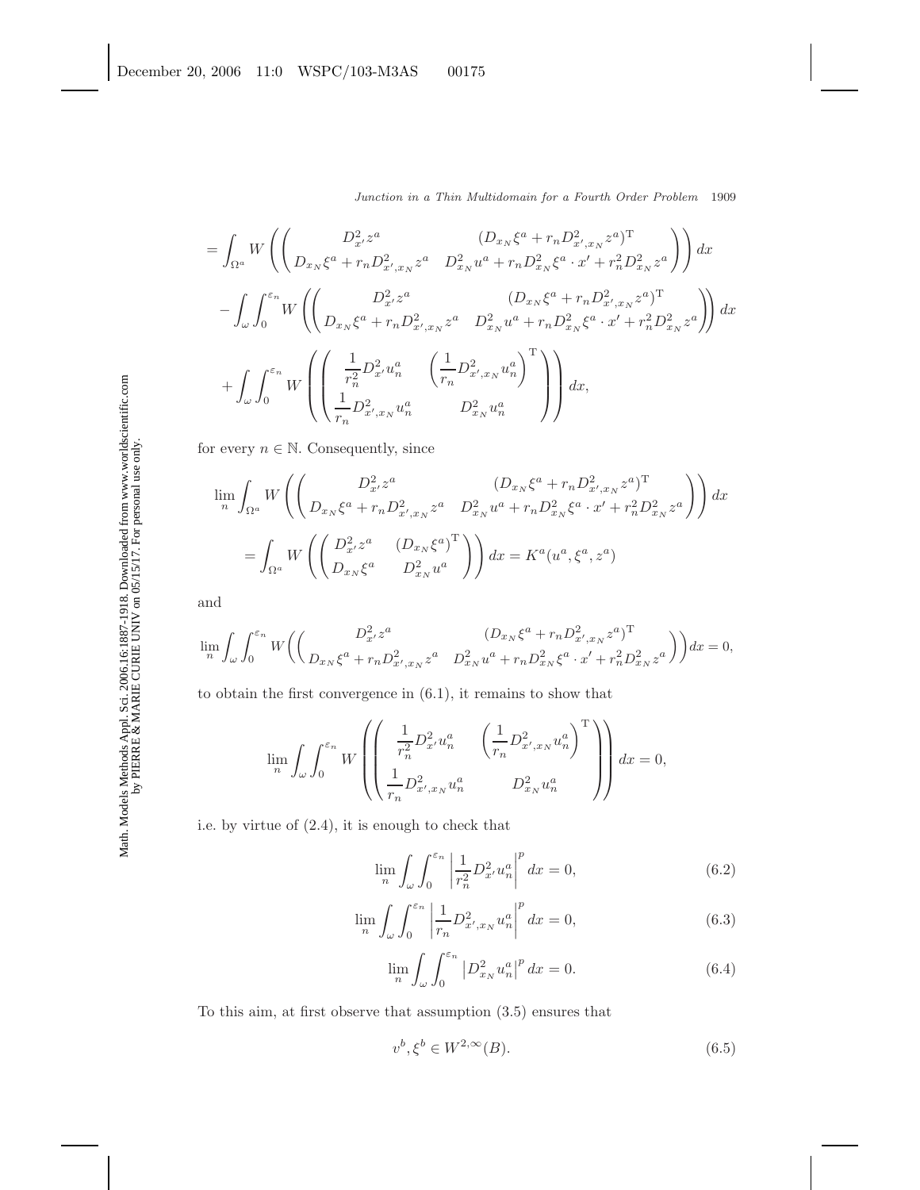$$
= \int_{\Omega^a} W\left(\begin{pmatrix} D^2_{x'}z^a & (D_{x_N}\xi^a + r_n D^2_{x',x_N}z^a)^{\mathrm{T}} \\ D_{x_N}\xi^a + r_n D^2_{x',x_N}z^a & D^2_{x_N}u^a + r_n D^2_{x_N}\xi^a \cdot x' + r_n^2 D^2_{x_N}z^a \end{pmatrix}\right) dx
$$

$$
- \int_\omega \int_0^{\varepsilon_n} W\left(\begin{pmatrix} D^2_{x'}z^a & (D_{x_N}\xi^a + r_n D^2_{x',x_N}z^a)^{\mathrm{T}} \\ D_{x_N}\xi^a + r_n D^2_{x',x_N}z^a & D^2_{x_N}u^a + r_n D^2_{x_N}\xi^a \cdot x' + r_n^2 D^2_{x_N}z^a \end{pmatrix}\right) dx
$$

$$
+ \int_\omega \int_0^{\varepsilon_n} W\left(\begin{pmatrix} \dfrac{1}{r_n^2} D^2_{x'}u_n^a & \left(\dfrac{1}{r_n} D^2_{x',x_N}u_n^a\right)^{\mathrm{T}} \\ \dfrac{1}{r_n} D^2_{x',x_N}u_n^a & D^2_{x_N}u_n^a \end{pmatrix}\right) dx,
$$

for every $n \in \mathbb{N}$. Consequently, since

$$
\lim_n \int_{\Omega^a} W\left(\begin{pmatrix} D^2_{x'}z^a & (D_{x_N}\xi^a + r_n D^2_{x',x_N}z^a)^{\mathrm{T}} \\ D_{x_N}\xi^a + r_n D^2_{x',x_N}z^a & D^2_{x_N}u^a + r_n D^2_{x_N}\xi^a \cdot x' + r_n^2 D^2_{x_N}z^a \end{pmatrix}\right) dx
$$

$$
= \int_{\Omega^a} W\left(\begin{pmatrix} D^2_{x'}z^a & (D_{x_N}\xi^a)^{\mathrm{T}} \\ D_{x_N}\xi^a & D^2_{x_N}u^a \end{pmatrix}\right) dx = K^a(u^a, \xi^a, z^a)
$$

and

$$
\lim_n \int_\omega \int_0^{\varepsilon_n} W\left(\begin{pmatrix} D^2_{x'}z^a & (D_{x_N}\xi^a + r_n D^2_{x',x_N}z^a)^{\mathrm{T}} \\ D_{x_N}\xi^a + r_n D^2_{x',x_N}z^a & D^2_{x_N}u^a + r_n D^2_{x_N}\xi^a \cdot x' + r_n^2 D^2_{x_N}z^a \end{pmatrix}\right) dx = 0,
$$

to obtain the first convergence in (6.1), it remains to show that

$$
\lim_n \int_\omega \int_0^{\varepsilon_n} W\left(\begin{pmatrix} \dfrac{1}{r_n^2} D^2_{x'}u_n^a & \left(\dfrac{1}{r_n} D^2_{x',x_N}u_n^a\right)^{\mathrm{T}} \\ \dfrac{1}{r_n} D^2_{x',x_N}u_n^a & D^2_{x_N}u_n^a \end{pmatrix}\right) dx = 0,
$$

i.e. by virtue of (2.4), it is enough to check that

$$
\lim_n \int_\omega \int_0^{\varepsilon_n} \left|\frac{1}{r_n^2} D^2_{x'}u_n^a\right|^p dx = 0, \tag{6.2}
$$

$$
\lim_n \int_\omega \int_0^{\varepsilon_n} \left|\frac{1}{r_n} D^2_{x',x_N}u_n^a\right|^p dx = 0, \tag{6.3}
$$

$$
\lim_n \int_\omega \int_0^{\varepsilon_n} \left|D^2_{x_N}u_n^a\right|^p dx = 0. \tag{6.4}
$$

To this aim, at first observe that assumption (3.5) ensures that

$$
v^b, \xi^b \in W^{2,\infty}(B). \tag{6.5}
$$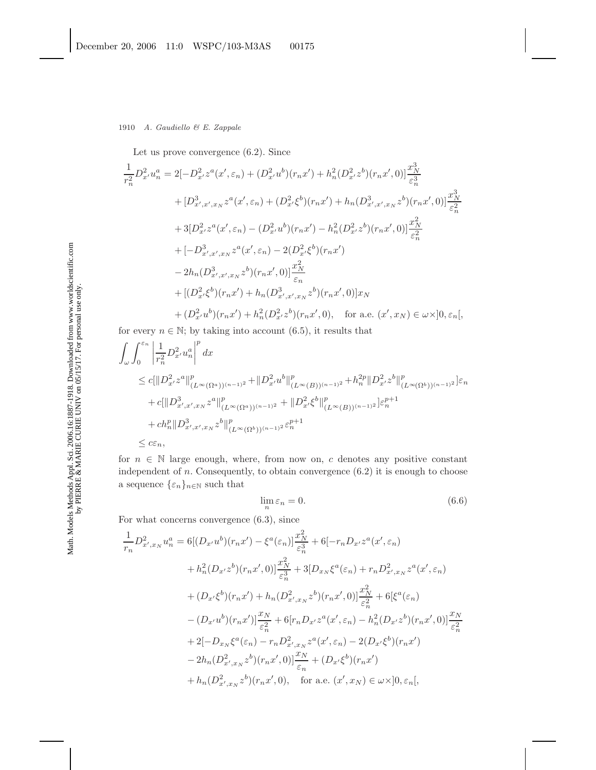Let us prove convergence (6.2). Since

$$
\begin{aligned}
\frac{1}{r_n^2} D^2_{x'} u^a_n = {} & 2[-D^2_{x'} z^a(x', \varepsilon_n) + (D^2_{x'} u^b)(r_n x') + h_n^2 (D^2_{x'} z^b)(r_n x', 0)] \frac{x_N^3}{\varepsilon_n^3} \\
& + [D^3_{x',x',x_N} z^a(x', \varepsilon_n) + (D^2_{x'} \xi^b)(r_n x') + h_n (D^3_{x',x',x_N} z^b)(r_n x', 0)] \frac{x_N^3}{\varepsilon_n^2} \\
& + 3[D^2_{x'} z^a(x', \varepsilon_n) - (D^2_{x'} u^b)(r_n x') - h_n^2 (D^2_{x'} z^b)(r_n x', 0)] \frac{x_N^2}{\varepsilon_n^2} \\
& + [-D^3_{x',x',x_N} z^a(x', \varepsilon_n) - 2(D^2_{x'} \xi^b)(r_n x') \\
& - 2h_n (D^3_{x',x',x_N} z^b)(r_n x', 0)] \frac{x_N^2}{\varepsilon_n} \\
& + [(D^2_{x'} \xi^b)(r_n x') + h_n (D^3_{x',x',x_N} z^b)(r_n x', 0)] x_N \\
& + (D^2_{x'} u^b)(r_n x') + h_n^2 (D^2_{x'} z^b)(r_n x', 0), \quad \text{for a.e. } (x', x_N) \in \omega \times ]0, \varepsilon_n[,
\end{aligned}
$$

for every $n \in \mathbb{N}$; by taking into account (6.5), it results that

$$
\begin{aligned}
& \int_\omega \int_0^{\varepsilon_n} \left| \frac{1}{r_n^2} D^2_{x'} u^a_n \right|^p dx \\
& \quad \leq c[\|D^2_{x'} z^a\|^p_{(L^\infty(\Omega^a))^{(n-1)^2}} + \|D^2_{x'} u^b\|^p_{(L^\infty(B))^{(n-1)^2}} + h_n^{2p} \|D^2_{x'} z^b\|^p_{(L^\infty(\Omega^b))^{(n-1)^2}}] \varepsilon_n \\
& \qquad + c[\|D^3_{x',x',x_N} z^a\|^p_{(L^\infty(\Omega^a))^{(n-1)^2}} + \|D^2_{x'} \xi^b\|^p_{(L^\infty(B))^{(n-1)^2}}] \varepsilon_n^{p+1} \\
& \qquad + c h_n^p \|D^3_{x',x',x_N} z^b\|^p_{(L^\infty(\Omega^b))^{(n-1)^2}} \varepsilon_n^{p+1} \\
& \quad \leq c \varepsilon_n,
\end{aligned}
$$

for $n \in \mathbb{N}$ large enough, where, from now on, $c$ denotes any positive constant independent of $n$. Consequently, to obtain convergence (6.2) it is enough to choose a sequence $\{\varepsilon_n\}_{n \in \mathbb{N}}$ such that

$$
\lim_n \varepsilon_n = 0. \tag{6.6}
$$

For what concerns convergence (6.3), since

$$
\begin{aligned}
\frac{1}{r_n} D^2_{x',x_N} u^a_n = {} & 6[(D_{x'} u^b)(r_n x') - \xi^a(\varepsilon_n)] \frac{x_N^2}{\varepsilon_n^3} + 6[-r_n D_{x'} z^a(x', \varepsilon_n) \\
& + h_n^2 (D_{x'} z^b)(r_n x', 0)] \frac{x_N^2}{\varepsilon_n^3} + 3[D_{x_N} \xi^a(\varepsilon_n) + r_n D^2_{x',x_N} z^a(x', \varepsilon_n) \\
& + (D_{x'} \xi^b)(r_n x') + h_n (D^2_{x',x_N} z^b)(r_n x', 0)] \frac{x_N^2}{\varepsilon_n^2} + 6[\xi^a(\varepsilon_n) \\
& - (D_{x'} u^b)(r_n x')] \frac{x_N}{\varepsilon_n^2} + 6[r_n D_{x'} z^a(x', \varepsilon_n) - h_n^2 (D_{x'} z^b)(r_n x', 0)] \frac{x_N}{\varepsilon_n^2} \\
& + 2[-D_{x_N} \xi^a(\varepsilon_n) - r_n D^2_{x',x_N} z^a(x', \varepsilon_n) - 2(D_{x'} \xi^b)(r_n x') \\
& - 2h_n (D^2_{x',x_N} z^b)(r_n x', 0)] \frac{x_N}{\varepsilon_n} + (D_{x'} \xi^b)(r_n x') \\
& + h_n (D^2_{x',x_N} z^b)(r_n x', 0), \quad \text{for a.e. } (x', x_N) \in \omega \times ]0, \varepsilon_n[,
\end{aligned}
$$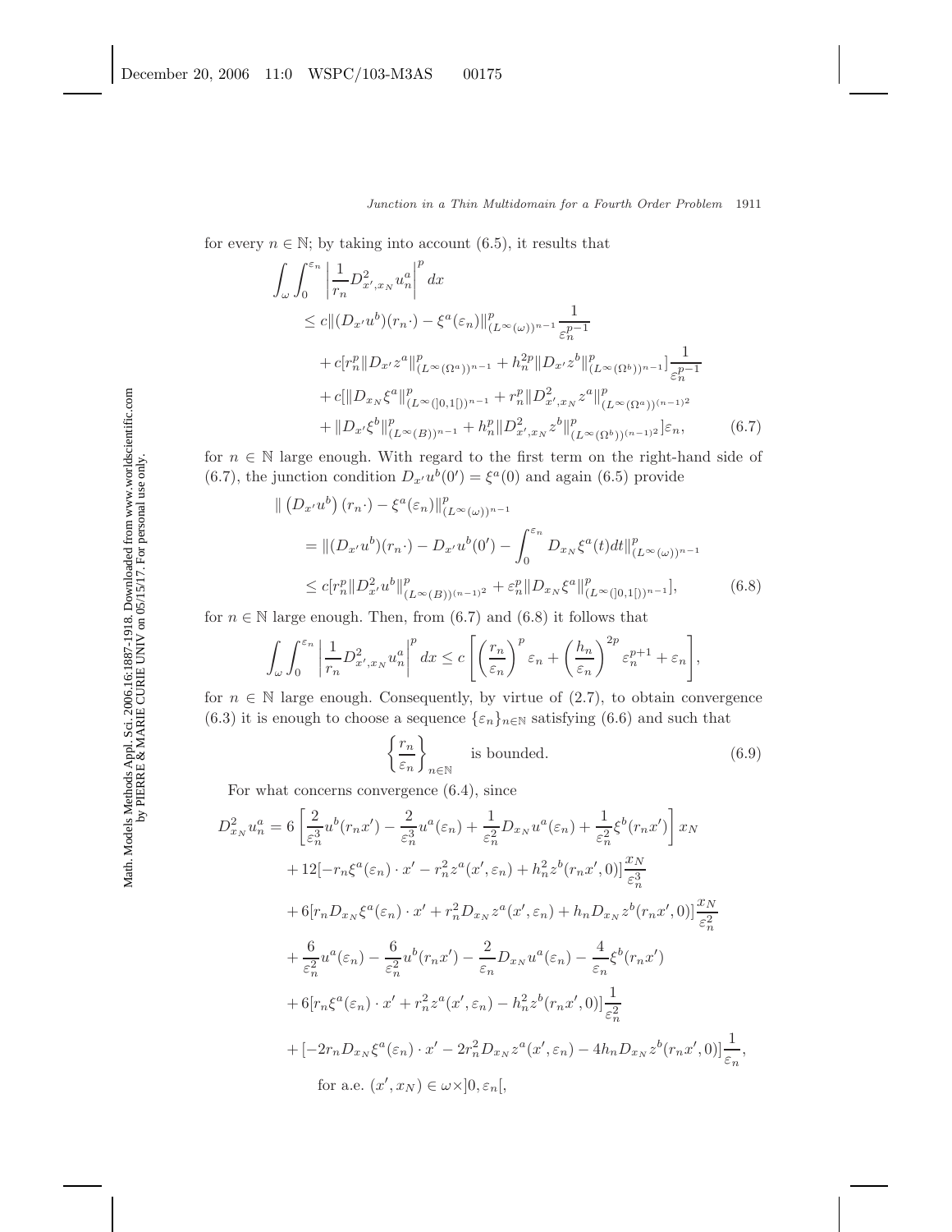for every $n \in \mathbb{N}$; by taking into account (6.5), it results that

$$
\begin{aligned}
&\int_\omega \int_0^{\varepsilon_n} \left| \frac{1}{r_n} D^2_{x',x_N} u^a_n \right|^p dx \\
&\quad \le c \| (D_{x'} u^b)(r_n \cdot) - \xi^a(\varepsilon_n) \|^p_{(L^\infty(\omega))^{n-1}} \frac{1}{\varepsilon_n^{p-1}} \\
&\qquad + c [ r_n^p \| D_{x'} z^a \|^p_{(L^\infty(\Omega^a))^{n-1}} + h_n^{2p} \| D_{x'} z^b \|^p_{(L^\infty(\Omega^b))^{n-1}} ] \frac{1}{\varepsilon_n^{p-1}} \\
&\qquad + c [ \| D_{x_N} \xi^a \|^p_{(L^\infty(]0,1[))^{n-1}} + r_n^p \| D^2_{x',x_N} z^a \|^p_{(L^\infty(\Omega^a))^{(n-1)^2}} \\
&\qquad + \| D_{x'} \xi^b \|^p_{(L^\infty(B))^{n-1}} + h_n^p \| D^2_{x',x_N} z^b \|^p_{(L^\infty(\Omega^b))^{(n-1)^2}} ] \varepsilon_n, \qquad (6.7)
\end{aligned}
$$

for $n \in \mathbb{N}$ large enough. With regard to the first term on the right-hand side of (6.7), the junction condition $D_{x'} u^b(0') = \xi^a(0)$ and again (6.5) provide

$$
\begin{aligned}
&\| \left( D_{x'} u^b \right)(r_n \cdot) - \xi^a(\varepsilon_n) \|^p_{(L^\infty(\omega))^{n-1}} \\
&\quad = \| (D_{x'} u^b)(r_n \cdot) - D_{x'} u^b(0') - \int_0^{\varepsilon_n} D_{x_N} \xi^a(t) dt \|^p_{(L^\infty(\omega))^{n-1}} \\
&\quad \le c [ r_n^p \| D^2_{x'} u^b \|^p_{(L^\infty(B))^{(n-1)^2}} + \varepsilon_n^p \| D_{x_N} \xi^a \|^p_{(L^\infty(]0,1[))^{n-1}} ], \qquad (6.8)
\end{aligned}
$$

for $n \in \mathbb{N}$ large enough. Then, from (6.7) and (6.8) it follows that

$$
\int_\omega \int_0^{\varepsilon_n} \left| \frac{1}{r_n} D^2_{x',x_N} u^a_n \right|^p dx \le c \left[ \left( \frac{r_n}{\varepsilon_n} \right)^p \varepsilon_n + \left( \frac{h_n}{\varepsilon_n} \right)^{2p} \varepsilon_n^{p+1} + \varepsilon_n \right],
$$

for $n \in \mathbb{N}$ large enough. Consequently, by virtue of (2.7), to obtain convergence (6.3) it is enough to choose a sequence $\{\varepsilon_n\}_{n \in \mathbb{N}}$ satisfying (6.6) and such that

$$
\left\{ \frac{r_n}{\varepsilon_n} \right\}_{n \in \mathbb{N}} \quad \text{is bounded.} \qquad (6.9)
$$

For what concerns convergence (6.4), since

$$
\begin{aligned}
D^2_{x_N} u^a_n &= 6 \left[ \frac{2}{\varepsilon_n^3} u^b(r_n x') - \frac{2}{\varepsilon_n^3} u^a(\varepsilon_n) + \frac{1}{\varepsilon_n^2} D_{x_N} u^a(\varepsilon_n) + \frac{1}{\varepsilon_n^2} \xi^b(r_n x') \right] x_N \\
&\quad + 12 [ -r_n \xi^a(\varepsilon_n) \cdot x' - r_n^2 z^a(x', \varepsilon_n) + h_n^2 z^b(r_n x', 0) ] \frac{x_N}{\varepsilon_n^3} \\
&\quad + 6 [ r_n D_{x_N} \xi^a(\varepsilon_n) \cdot x' + r_n^2 D_{x_N} z^a(x', \varepsilon_n) + h_n D_{x_N} z^b(r_n x', 0) ] \frac{x_N}{\varepsilon_n^2} \\
&\quad + \frac{6}{\varepsilon_n^2} u^a(\varepsilon_n) - \frac{6}{\varepsilon_n^2} u^b(r_n x') - \frac{2}{\varepsilon_n} D_{x_N} u^a(\varepsilon_n) - \frac{4}{\varepsilon_n} \xi^b(r_n x') \\
&\quad + 6 [ r_n \xi^a(\varepsilon_n) \cdot x' + r_n^2 z^a(x', \varepsilon_n) - h_n^2 z^b(r_n x', 0) ] \frac{1}{\varepsilon_n^2} \\
&\quad + [ -2 r_n D_{x_N} \xi^a(\varepsilon_n) \cdot x' - 2 r_n^2 D_{x_N} z^a(x', \varepsilon_n) - 4 h_n D_{x_N} z^b(r_n x', 0) ] \frac{1}{\varepsilon_n}, \\
&\qquad \text{for a.e. } (x', x_N) \in \omega \times ]0, \varepsilon_n[,
\end{aligned}
$$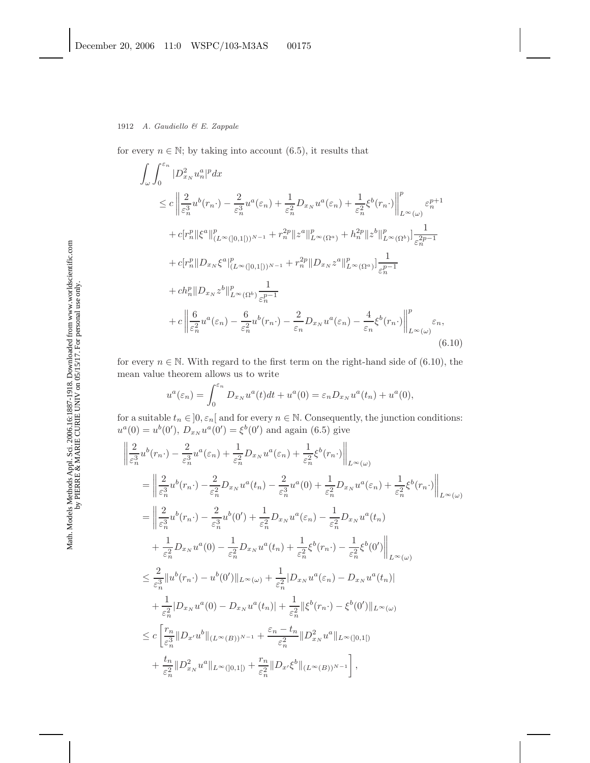for every $n \in \mathbb{N}$; by taking into account (6.5), it results that

$$
\begin{aligned}
\int_\omega \int_0^{\varepsilon_n} |D^2_{x_N} u^a_n|^p dx
&\leq c \left\| \frac{2}{\varepsilon_n^3} u^b(r_n \cdot) - \frac{2}{\varepsilon_n^3} u^a(\varepsilon_n) + \frac{1}{\varepsilon_n^2} D_{x_N} u^a(\varepsilon_n) + \frac{1}{\varepsilon_n^2} \xi^b(r_n \cdot) \right\|^p_{L^\infty(\omega)} \varepsilon_n^{p+1} \\
&\quad + c[r_n^p \|\xi^a\|^p_{(L^\infty(]0,1[))^{N-1}} + r_n^{2p} \|z^a\|^p_{L^\infty(\Omega^a)} + h_n^{2p} \|z^b\|^p_{L^\infty(\Omega^b)}] \frac{1}{\varepsilon_n^{2p-1}} \\
&\quad + c[r_n^p \|D_{x_N} \xi^a|^p_{(L^\infty(]0,1[))^{N-1}} + r_n^{2p} \|D_{x_N} z^a\|^p_{L^\infty(\Omega^a)}] \frac{1}{\varepsilon_n^{p-1}} \\
&\quad + c h_n^p \|D_{x_N} z^b\|^p_{L^\infty(\Omega^b)} \frac{1}{\varepsilon_n^{p-1}} \\
&\quad + c \left\| \frac{6}{\varepsilon_n^2} u^a(\varepsilon_n) - \frac{6}{\varepsilon_n^2} u^b(r_n \cdot) - \frac{2}{\varepsilon_n} D_{x_N} u^a(\varepsilon_n) - \frac{4}{\varepsilon_n} \xi^b(r_n \cdot) \right\|^p_{L^\infty(\omega)} \varepsilon_n,
\end{aligned} \tag{6.10}
$$

for every $n \in \mathbb{N}$. With regard to the first term on the right-hand side of (6.10), the mean value theorem allows us to write

$$
u^a(\varepsilon_n) = \int_0^{\varepsilon_n} D_{x_N} u^a(t) dt + u^a(0) = \varepsilon_n D_{x_N} u^a(t_n) + u^a(0),
$$

for a suitable $t_n \in ]0, \varepsilon_n[$ and for every $n \in \mathbb{N}$. Consequently, the junction conditions: $u^a(0) = u^b(0')$, $D_{x_N} u^a(0') = \xi^b(0')$ and again (6.5) give

$$
\begin{aligned}
&\left\| \frac{2}{\varepsilon_n^3} u^b(r_n \cdot) - \frac{2}{\varepsilon_n^3} u^a(\varepsilon_n) + \frac{1}{\varepsilon_n^2} D_{x_N} u^a(\varepsilon_n) + \frac{1}{\varepsilon_n^2} \xi^b(r_n \cdot) \right\|_{L^\infty(\omega)} \\
&= \left\| \frac{2}{\varepsilon_n^3} u^b(r_n \cdot) - \frac{2}{\varepsilon_n^2} D_{x_N} u^a(t_n) - \frac{2}{\varepsilon_n^3} u^a(0) + \frac{1}{\varepsilon_n^2} D_{x_N} u^a(\varepsilon_n) + \frac{1}{\varepsilon_n^2} \xi^b(r_n \cdot) \right\|_{L^\infty(\omega)} \\
&= \left\| \frac{2}{\varepsilon_n^3} u^b(r_n \cdot) - \frac{2}{\varepsilon_n^3} u^b(0') + \frac{1}{\varepsilon_n^2} D_{x_N} u^a(\varepsilon_n) - \frac{1}{\varepsilon_n^2} D_{x_N} u^a(t_n) \right. \\
&\quad \left. + \frac{1}{\varepsilon_n^2} D_{x_N} u^a(0) - \frac{1}{\varepsilon_n^2} D_{x_N} u^a(t_n) + \frac{1}{\varepsilon_n^2} \xi^b(r_n \cdot) - \frac{1}{\varepsilon_n^2} \xi^b(0') \right\|_{L^\infty(\omega)} \\
&\leq \frac{2}{\varepsilon_n^3} \|u^b(r_n \cdot) - u^b(0')\|_{L^\infty(\omega)} + \frac{1}{\varepsilon_n^2} |D_{x_N} u^a(\varepsilon_n) - D_{x_N} u^a(t_n)| \\
&\quad + \frac{1}{\varepsilon_n^2} |D_{x_N} u^a(0) - D_{x_N} u^a(t_n)| + \frac{1}{\varepsilon_n^2} \|\xi^b(r_n \cdot) - \xi^b(0')\|_{L^\infty(\omega)} \\
&\leq c \left[ \frac{r_n}{\varepsilon_n^3} \|D_{x'} u^b\|_{(L^\infty(B))^{N-1}} + \frac{\varepsilon_n - t_n}{\varepsilon_n^2} \|D^2_{x_N} u^a\|_{L^\infty(]0,1[)} \right. \\
&\quad \left. + \frac{t_n}{\varepsilon_n^2} \|D^2_{x_N} u^a\|_{L^\infty(]0,1[)} + \frac{r_n}{\varepsilon_n^2} \|D_{x'} \xi^b\|_{(L^\infty(B))^{N-1}} \right],
\end{aligned}
$$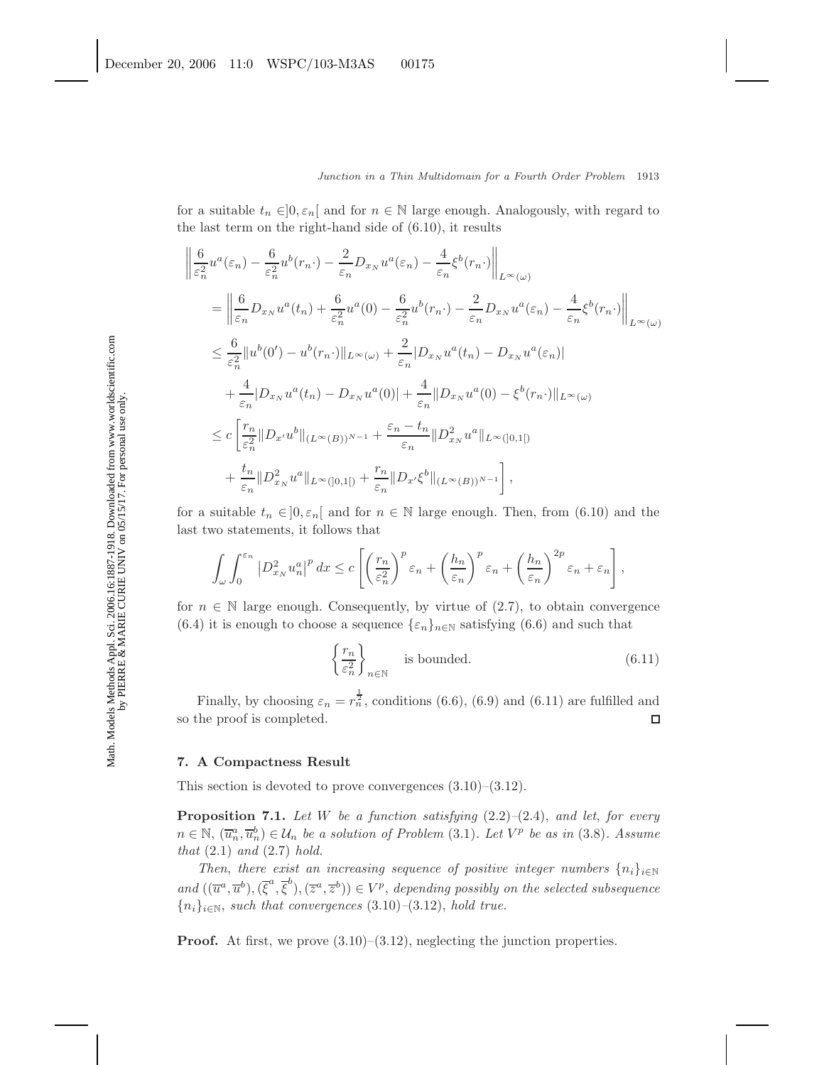for a suitable $t_n \in ]0, \varepsilon_n[$ and for $n \in \mathbb{N}$ large enough. Analogously, with regard to the last term on the right-hand side of (6.10), it results

$$
\begin{aligned}
&\left\| \frac{6}{\varepsilon_n^2} u^a(\varepsilon_n) - \frac{6}{\varepsilon_n^2} u^b(r_n \cdot) - \frac{2}{\varepsilon_n} D_{x_N} u^a(\varepsilon_n) - \frac{4}{\varepsilon_n} \xi^b(r_n \cdot) \right\|_{L^\infty(\omega)} \\
&= \left\| \frac{6}{\varepsilon_n} D_{x_N} u^a(t_n) + \frac{6}{\varepsilon_n^2} u^a(0) - \frac{6}{\varepsilon_n^2} u^b(r_n \cdot) - \frac{2}{\varepsilon_n} D_{x_N} u^a(\varepsilon_n) - \frac{4}{\varepsilon_n} \xi^b(r_n \cdot) \right\|_{L^\infty(\omega)} \\
&\leq \frac{6}{\varepsilon_n^2} \| u^b(0') - u^b(r_n \cdot) \|_{L^\infty(\omega)} + \frac{2}{\varepsilon_n} | D_{x_N} u^a(t_n) - D_{x_N} u^a(\varepsilon_n) | \\
&\quad + \frac{4}{\varepsilon_n} | D_{x_N} u^a(t_n) - D_{x_N} u^a(0) | + \frac{4}{\varepsilon_n} \| D_{x_N} u^a(0) - \xi^b(r_n \cdot) \|_{L^\infty(\omega)} \\
&\leq c \left[ \frac{r_n}{\varepsilon_n^2} \| D_{x'} u^b \|_{(L^\infty(B))^{N-1}} + \frac{\varepsilon_n - t_n}{\varepsilon_n} \| D_{x_N}^2 u^a \|_{L^\infty(]0,1[)} \right. \\
&\quad \left. + \frac{t_n}{\varepsilon_n} \| D_{x_N}^2 u^a \|_{L^\infty(]0,1[)} + \frac{r_n}{\varepsilon_n} \| D_{x'} \xi^b \|_{(L^\infty(B))^{N-1}} \right],
\end{aligned}
$$

for a suitable $t_n \in ]0, \varepsilon_n[$ and for $n \in \mathbb{N}$ large enough. Then, from (6.10) and the last two statements, it follows that

$$
\int_\omega \int_0^{\varepsilon_n} \left| D_{x_N}^2 u_n^a \right|^p dx \leq c \left[ \left( \frac{r_n}{\varepsilon_n^2} \right)^p \varepsilon_n + \left( \frac{h_n}{\varepsilon_n} \right)^p \varepsilon_n + \left( \frac{h_n}{\varepsilon_n} \right)^{2p} \varepsilon_n + \varepsilon_n \right],
$$

for $n \in \mathbb{N}$ large enough. Consequently, by virtue of (2.7), to obtain convergence (6.4) it is enough to choose a sequence $\{\varepsilon_n\}_{n \in \mathbb{N}}$ satisfying (6.6) and such that

$$
\left\{ \frac{r_n}{\varepsilon_n^2} \right\}_{n \in \mathbb{N}} \quad \text{is bounded.} \tag{6.11}
$$

Finally, by choosing $\varepsilon_n = r_n^{\frac{1}{2}}$, conditions (6.6), (6.9) and (6.11) are fulfilled and so the proof is completed. □

## 7. A Compactness Result

This section is devoted to prove convergences (3.10)–(3.12).

**Proposition 7.1.** *Let $W$ be a function satisfying* (2.2)–(2.4), *and let, for every $n \in \mathbb{N}$, $(\overline{u}_n^a, \overline{u}_n^b) \in \mathcal{U}_n$ be a solution of Problem* (3.1). *Let $V^p$ be as in* (3.8). *Assume that* (2.1) *and* (2.7) *hold.*

*Then, there exist an increasing sequence of positive integer numbers $\{n_i\}_{i \in \mathbb{N}}$ and $((\overline{u}^a, \overline{u}^b), (\overline{\xi}^a, \overline{\xi}^b), (\overline{z}^a, \overline{z}^b)) \in V^p$, depending possibly on the selected subsequence $\{n_i\}_{i \in \mathbb{N}}$, such that convergences* (3.10)–(3.12), *hold true.*

**Proof.** At first, we prove (3.10)–(3.12), neglecting the junction properties.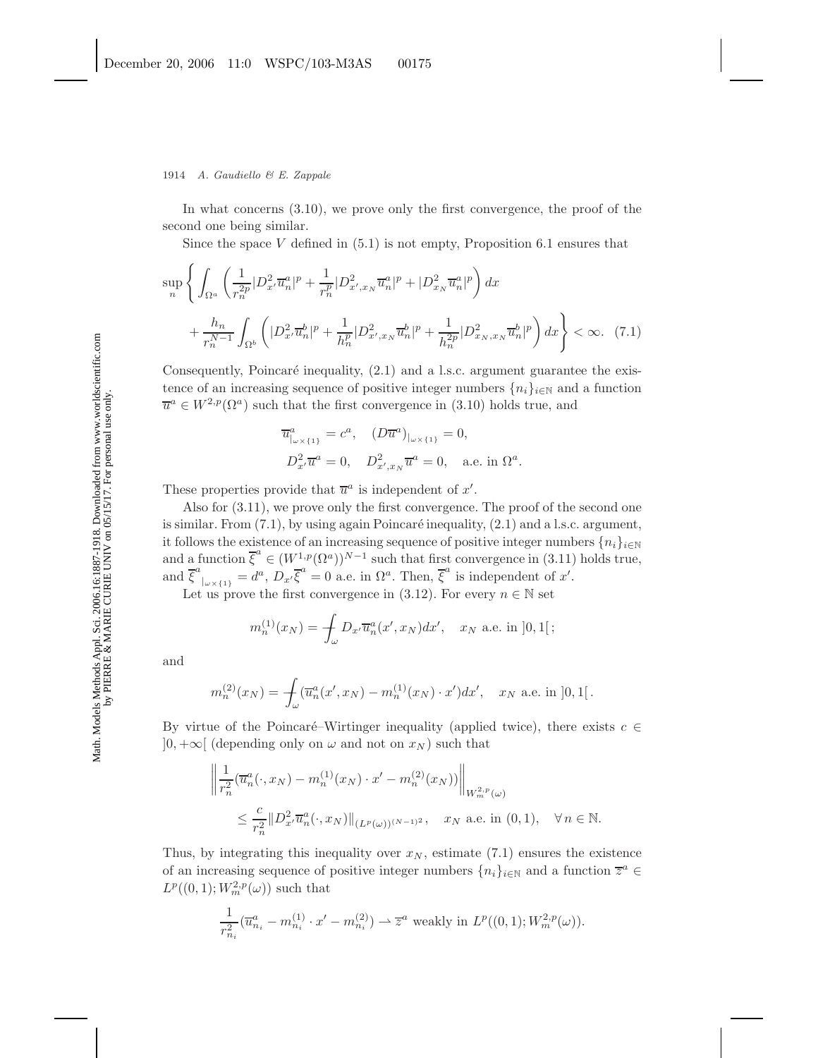In what concerns (3.10), we prove only the first convergence, the proof of the second one being similar.

Since the space $V$ defined in (5.1) is not empty, Proposition 6.1 ensures that

$$\sup_n \left\{ \int_{\Omega^a} \left( \frac{1}{r_n^{2p}} |D^2_{x'} \overline{u}^a_n|^p + \frac{1}{r_n^p} |D^2_{x',x_N} \overline{u}^a_n|^p + |D^2_{x_N} \overline{u}^a_n|^p \right) dx \right.$$
$$\left. + \frac{h_n}{r_n^{N-1}} \int_{\Omega^b} \left( |D^2_{x'} \overline{u}^b_n|^p + \frac{1}{h_n^p} |D^2_{x',x_N} \overline{u}^b_n|^p + \frac{1}{h_n^{2p}} |D^2_{x_N,x_N} \overline{u}^b_n|^p \right) dx \right\} < \infty. \quad (7.1)$$

Consequently, Poincaré inequality, (2.1) and a l.s.c. argument guarantee the existence of an increasing sequence of positive integer numbers $\{n_i\}_{i\in\mathbb{N}}$ and a function $\overline{u}^a \in W^{2,p}(\Omega^a)$ such that the first convergence in (3.10) holds true, and

$$\overline{u}^a_{|_{\omega\times\{1\}}} = c^a, \quad (D\overline{u}^a)_{|_{\omega\times\{1\}}} = 0,$$
$$D^2_{x'}\overline{u}^a = 0, \quad D^2_{x',x_N}\overline{u}^a = 0, \quad \text{a.e. in } \Omega^a.$$

These properties provide that $\overline{u}^a$ is independent of $x'$.

Also for (3.11), we prove only the first convergence. The proof of the second one is similar. From (7.1), by using again Poincaré inequality, (2.1) and a l.s.c. argument, it follows the existence of an increasing sequence of positive integer numbers $\{n_i\}_{i\in\mathbb{N}}$ and a function $\overline{\xi}^a \in (W^{1,p}(\Omega^a))^{N-1}$ such that first convergence in (3.11) holds true, and $\overline{\xi}^a_{|_{\omega\times\{1\}}} = d^a$, $D_{x'}\overline{\xi}^a = 0$ a.e. in $\Omega^a$. Then, $\overline{\xi}^a$ is independent of $x'$.

Let us prove the first convergence in (3.12). For every $n \in \mathbb{N}$ set

$$m_n^{(1)}(x_N) = \fint_\omega D_{x'}\overline{u}^a_n(x', x_N)dx', \quad x_N \text{ a.e. in } ]0,1[\,;$$

and

$$m_n^{(2)}(x_N) = \fint_\omega (\overline{u}^a_n(x', x_N) - m_n^{(1)}(x_N)\cdot x')dx', \quad x_N \text{ a.e. in } ]0,1[\,.$$

By virtue of the Poincaré–Wirtinger inequality (applied twice), there exists $c \in ]0,+\infty[$ (depending only on $\omega$ and not on $x_N$) such that

$$\left\| \frac{1}{r_n^2}(\overline{u}^a_n(\cdot, x_N) - m_n^{(1)}(x_N)\cdot x' - m_n^{(2)}(x_N)) \right\|_{W^{2,p}_m(\omega)}$$
$$\leq \frac{c}{r_n^2} \|D^2_{x'}\overline{u}^a_n(\cdot, x_N)\|_{(L^p(\omega))^{(N-1)^2}}, \quad x_N \text{ a.e. in } (0,1), \quad \forall\, n \in \mathbb{N}.$$

Thus, by integrating this inequality over $x_N$, estimate (7.1) ensures the existence of an increasing sequence of positive integer numbers $\{n_i\}_{i\in\mathbb{N}}$ and a function $\overline{z}^a \in L^p((0,1); W^{2,p}_m(\omega))$ such that

$$\frac{1}{r_{n_i}^2}(\overline{u}^a_{n_i} - m_{n_i}^{(1)}\cdot x' - m_{n_i}^{(2)}) \rightharpoonup \overline{z}^a \text{ weakly in } L^p((0,1); W^{2,p}_m(\omega)).$$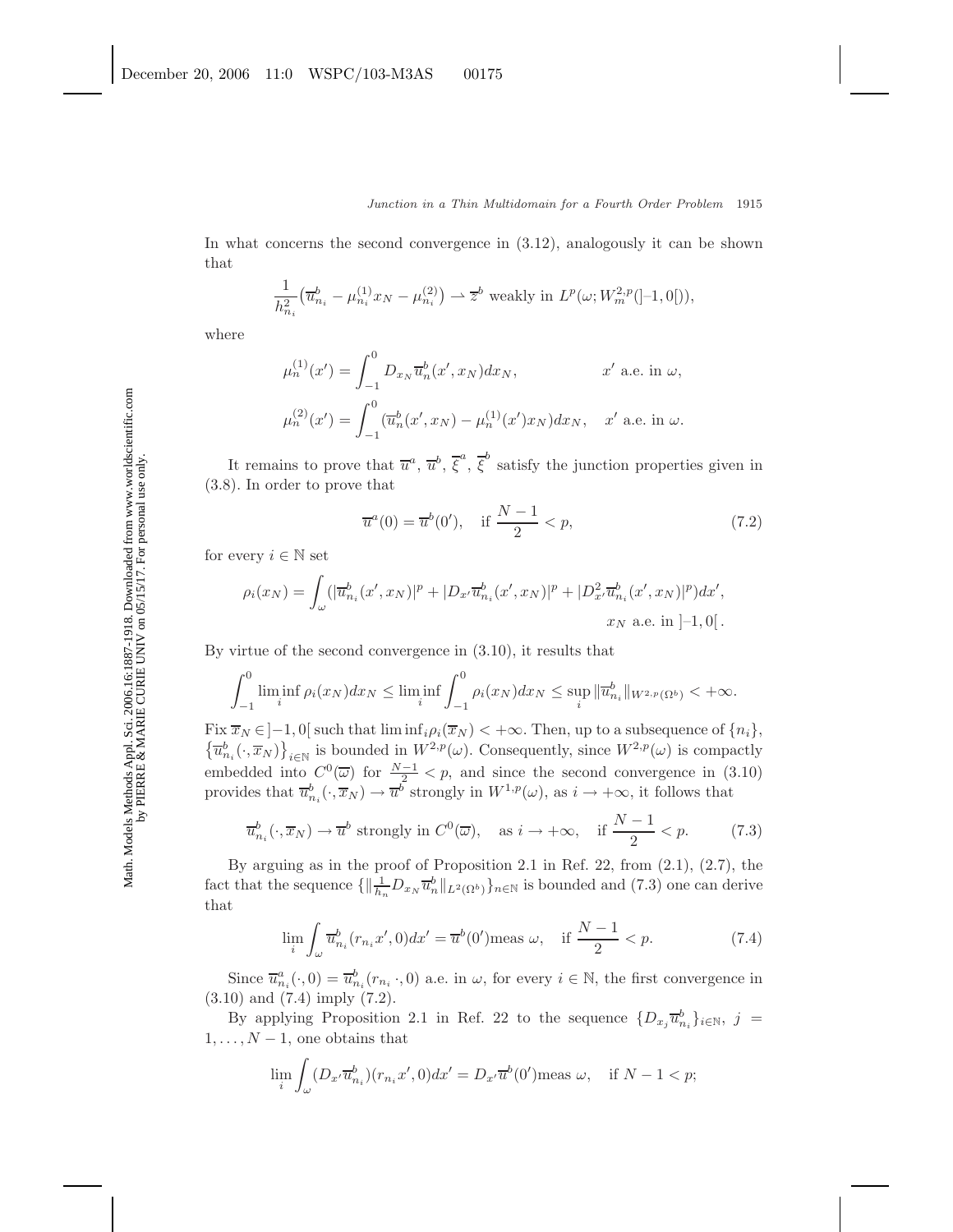In what concerns the second convergence in (3.12), analogously it can be shown that

$$\frac{1}{h_{n_i}^2}\big(\overline{u}_{n_i}^b - \mu_{n_i}^{(1)} x_N - \mu_{n_i}^{(2)}\big) \rightharpoonup \overline{z}^b \text{ weakly in } L^p(\omega; W_m^{2,p}(]-1,0[)),$$

where

$$\mu_n^{(1)}(x') = \int_{-1}^0 D_{x_N}\overline{u}_n^b(x', x_N)dx_N, \qquad x' \text{ a.e. in } \omega,$$

$$\mu_n^{(2)}(x') = \int_{-1}^0 (\overline{u}_n^b(x', x_N) - \mu_n^{(1)}(x')x_N)dx_N, \quad x' \text{ a.e. in } \omega.$$

It remains to prove that $\overline{u}^a$, $\overline{u}^b$, $\overline{\xi}^a$, $\overline{\xi}^b$ satisfy the junction properties given in (3.8). In order to prove that

$$\overline{u}^a(0) = \overline{u}^b(0'), \quad \text{if } \frac{N-1}{2} < p, \tag{7.2}$$

for every $i \in \mathbb{N}$ set

$$\rho_i(x_N) = \int_\omega (|\overline{u}_{n_i}^b(x', x_N)|^p + |D_{x'}\overline{u}_{n_i}^b(x', x_N)|^p + |D_{x'}^2\overline{u}_{n_i}^b(x', x_N)|^p)dx', \qquad x_N \text{ a.e. in } ]-1,0[\,.$$

By virtue of the second convergence in (3.10), it results that

$$\int_{-1}^0 \liminf_i \rho_i(x_N)dx_N \le \liminf_i \int_{-1}^0 \rho_i(x_N)dx_N \le \sup_i \|\overline{u}_{n_i}^b\|_{W^{2,p}(\Omega^b)} < +\infty.$$

Fix $\overline{x}_N \in ]-1,0[$ such that $\liminf_i \rho_i(\overline{x}_N) < +\infty$. Then, up to a subsequence of $\{n_i\}$, $\{\overline{u}_{n_i}^b(\cdot, \overline{x}_N)\}_{i\in\mathbb{N}}$ is bounded in $W^{2,p}(\omega)$. Consequently, since $W^{2,p}(\omega)$ is compactly embedded into $C^0(\overline{\omega})$ for $\frac{N-1}{2} < p$, and since the second convergence in (3.10) provides that $\overline{u}_{n_i}^b(\cdot, \overline{x}_N) \to \overline{u}^b$ strongly in $W^{1,p}(\omega)$, as $i \to +\infty$, it follows that

$$\overline{u}_{n_i}^b(\cdot, \overline{x}_N) \to \overline{u}^b \text{ strongly in } C^0(\overline{\omega}), \quad \text{as } i \to +\infty, \quad \text{if } \frac{N-1}{2} < p. \tag{7.3}$$

By arguing as in the proof of Proposition 2.1 in Ref. 22, from (2.1), (2.7), the fact that the sequence $\{\|\frac{1}{h_n} D_{x_N}\overline{u}_n^b\|_{L^2(\Omega^b)}\}_{n\in\mathbb{N}}$ is bounded and (7.3) one can derive that

$$\lim_i \int_\omega \overline{u}_{n_i}^b(r_{n_i}x', 0)dx' = \overline{u}^b(0')\text{meas } \omega, \quad \text{if } \frac{N-1}{2} < p. \tag{7.4}$$

Since $\overline{u}_{n_i}^a(\cdot, 0) = \overline{u}_{n_i}^b(r_{n_i}\cdot, 0)$ a.e. in $\omega$, for every $i \in \mathbb{N}$, the first convergence in (3.10) and (7.4) imply (7.2).

By applying Proposition 2.1 in Ref. 22 to the sequence $\{D_{x_j}\overline{u}_{n_i}^b\}_{i\in\mathbb{N}}$, $j = 1, \ldots, N-1$, one obtains that

$$\lim_i \int_\omega (D_{x'}\overline{u}_{n_i}^b)(r_{n_i}x', 0)dx' = D_{x'}\overline{u}^b(0')\text{meas } \omega, \quad \text{if } N-1 < p;$$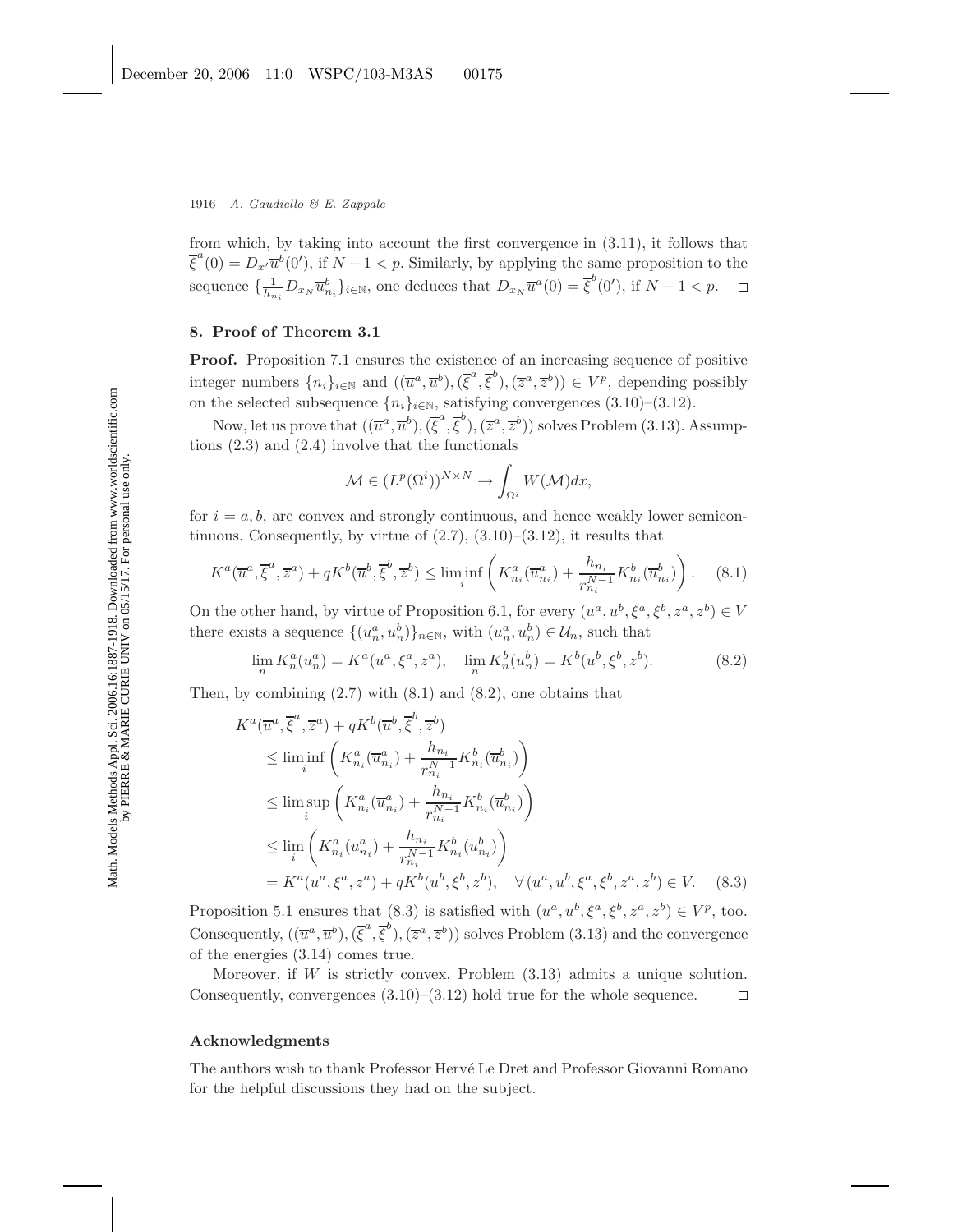from which, by taking into account the first convergence in (3.11), it follows that $\overline{\xi}^a(0) = D_{x'}\overline{u}^b(0')$, if $N-1<p$. Similarly, by applying the same proposition to the sequence $\{\frac{1}{h_{n_i}} D_{x_N}\overline{u}^b_{n_i}\}_{i\in\mathbb{N}}$, one deduces that $D_{x_N}\overline{u}^a(0) = \overline{\xi}^b(0')$, if $N-1<p$. $\square$

## 8. Proof of Theorem 3.1

**Proof.** Proposition 7.1 ensures the existence of an increasing sequence of positive integer numbers $\{n_i\}_{i\in\mathbb{N}}$ and $((\overline{u}^a,\overline{u}^b),(\overline{\xi}^a,\overline{\xi}^b),(\overline{z}^a,\overline{z}^b)) \in V^p$, depending possibly on the selected subsequence $\{n_i\}_{i\in\mathbb{N}}$, satisfying convergences (3.10)–(3.12).

Now, let us prove that $((\overline{u}^a,\overline{u}^b),(\overline{\xi}^a,\overline{\xi}^b),(\overline{z}^a,\overline{z}^b))$ solves Problem (3.13). Assumptions (2.3) and (2.4) involve that the functionals

$$\mathcal{M} \in (L^p(\Omega^i))^{N\times N} \to \int_{\Omega^i} W(\mathcal{M})dx,$$

for $i=a,b$, are convex and strongly continuous, and hence weakly lower semicontinuous. Consequently, by virtue of (2.7), (3.10)–(3.12), it results that

$$K^a(\overline{u}^a,\overline{\xi}^a,\overline{z}^a) + qK^b(\overline{u}^b,\overline{\xi}^b,\overline{z}^b) \le \liminf_i \left( K^a_{n_i}(\overline{u}^a_{n_i}) + \frac{h_{n_i}}{r^{N-1}_{n_i}} K^b_{n_i}(\overline{u}^b_{n_i}) \right). \quad (8.1)$$

On the other hand, by virtue of Proposition 6.1, for every $(u^a,u^b,\xi^a,\xi^b,z^a,z^b) \in V$ there exists a sequence $\{(u^a_n,u^b_n)\}_{n\in\mathbb{N}}$, with $(u^a_n,u^b_n) \in \mathcal{U}_n$, such that

$$\lim_n K^a_n(u^a_n) = K^a(u^a,\xi^a,z^a), \quad \lim_n K^b_n(u^b_n) = K^b(u^b,\xi^b,z^b). \quad (8.2)$$

Then, by combining (2.7) with (8.1) and (8.2), one obtains that

$$\begin{aligned}
K^a(\overline{u}^a,&\overline{\xi}^a,\overline{z}^a) + qK^b(\overline{u}^b,\overline{\xi}^b,\overline{z}^b)\\
&\le \liminf_i \left( K^a_{n_i}(\overline{u}^a_{n_i}) + \frac{h_{n_i}}{r^{N-1}_{n_i}} K^b_{n_i}(\overline{u}^b_{n_i}) \right)\\
&\le \limsup_i \left( K^a_{n_i}(\overline{u}^a_{n_i}) + \frac{h_{n_i}}{r^{N-1}_{n_i}} K^b_{n_i}(\overline{u}^b_{n_i}) \right)\\
&\le \lim_i \left( K^a_{n_i}(u^a_{n_i}) + \frac{h_{n_i}}{r^{N-1}_{n_i}} K^b_{n_i}(u^b_{n_i}) \right)\\
&= K^a(u^a,\xi^a,z^a) + qK^b(u^b,\xi^b,z^b), \quad \forall\,(u^a,u^b,\xi^a,\xi^b,z^a,z^b) \in V. \quad (8.3)
\end{aligned}$$

Proposition 5.1 ensures that (8.3) is satisfied with $(u^a,u^b,\xi^a,\xi^b,z^a,z^b) \in V^p$, too. Consequently, $((\overline{u}^a,\overline{u}^b),(\overline{\xi}^a,\overline{\xi}^b),(\overline{z}^a,\overline{z}^b))$ solves Problem (3.13) and the convergence of the energies (3.14) comes true.

Moreover, if $W$ is strictly convex, Problem (3.13) admits a unique solution. Consequently, convergences (3.10)–(3.12) hold true for the whole sequence. $\square$

## Acknowledgments

The authors wish to thank Professor Hervé Le Dret and Professor Giovanni Romano for the helpful discussions they had on the subject.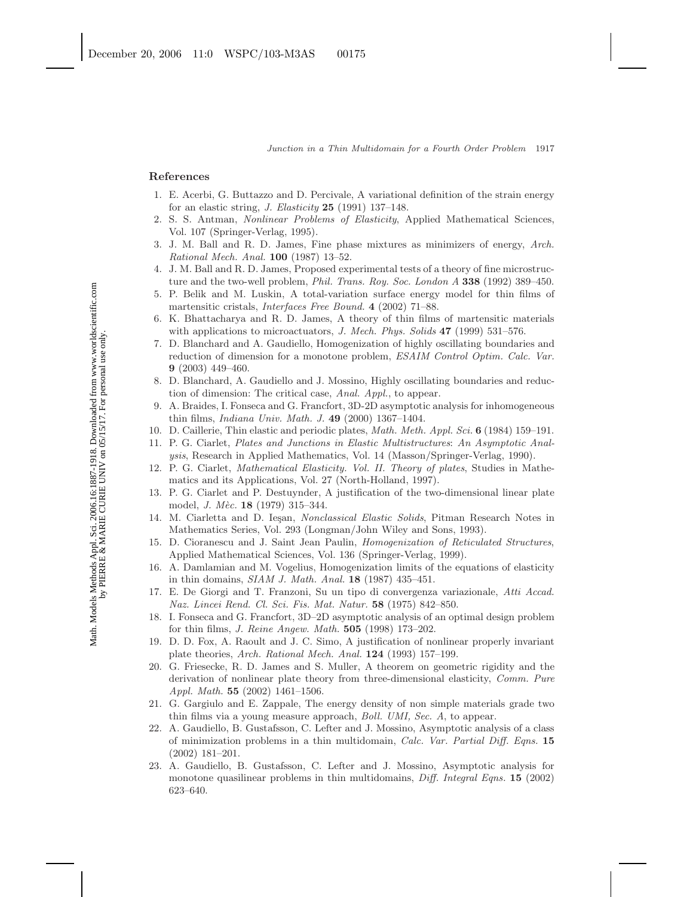## References

1. E. Acerbi, G. Buttazzo and D. Percivale, A variational definition of the strain energy for an elastic string, *J. Elasticity* **25** (1991) 137–148.
2. S. S. Antman, *Nonlinear Problems of Elasticity*, Applied Mathematical Sciences, Vol. 107 (Springer-Verlag, 1995).
3. J. M. Ball and R. D. James, Fine phase mixtures as minimizers of energy, *Arch. Rational Mech. Anal.* **100** (1987) 13–52.
4. J. M. Ball and R. D. James, Proposed experimental tests of a theory of fine microstructure and the two-well problem, *Phil. Trans. Roy. Soc. London A* **338** (1992) 389–450.
5. P. Belik and M. Luskin, A total-variation surface energy model for thin films of martensitic cristals, *Interfaces Free Bound.* **4** (2002) 71–88.
6. K. Bhattacharya and R. D. James, A theory of thin films of martensitic materials with applications to microactuators, *J. Mech. Phys. Solids* **47** (1999) 531–576.
7. D. Blanchard and A. Gaudiello, Homogenization of highly oscillating boundaries and reduction of dimension for a monotone problem, *ESAIM Control Optim. Calc. Var.* **9** (2003) 449–460.
8. D. Blanchard, A. Gaudiello and J. Mossino, Highly oscillating boundaries and reduction of dimension: The critical case, *Anal. Appl.*, to appear.
9. A. Braides, I. Fonseca and G. Francfort, 3D-2D asymptotic analysis for inhomogeneous thin films, *Indiana Univ. Math. J.* **49** (2000) 1367–1404.
10. D. Caillerie, Thin elastic and periodic plates, *Math. Meth. Appl. Sci.* **6** (1984) 159–191.
11. P. G. Ciarlet, *Plates and Junctions in Elastic Multistructures*: *An Asymptotic Analysis*, Research in Applied Mathematics, Vol. 14 (Masson/Springer-Verlag, 1990).
12. P. G. Ciarlet, *Mathematical Elasticity. Vol. II. Theory of plates*, Studies in Mathematics and its Applications, Vol. 27 (North-Holland, 1997).
13. P. G. Ciarlet and P. Destuynder, A justification of the two-dimensional linear plate model, *J. Mèc.* **18** (1979) 315–344.
14. M. Ciarletta and D. Ieşan, *Nonclassical Elastic Solids*, Pitman Research Notes in Mathematics Series, Vol. 293 (Longman/John Wiley and Sons, 1993).
15. D. Cioranescu and J. Saint Jean Paulin, *Homogenization of Reticulated Structures*, Applied Mathematical Sciences, Vol. 136 (Springer-Verlag, 1999).
16. A. Damlamian and M. Vogelius, Homogenization limits of the equations of elasticity in thin domains, *SIAM J. Math. Anal.* **18** (1987) 435–451.
17. E. De Giorgi and T. Franzoni, Su un tipo di convergenza variazionale, *Atti Accad. Naz. Lincei Rend. Cl. Sci. Fis. Mat. Natur.* **58** (1975) 842–850.
18. I. Fonseca and G. Francfort, 3D–2D asymptotic analysis of an optimal design problem for thin films, *J. Reine Angew. Math.* **505** (1998) 173–202.
19. D. D. Fox, A. Raoult and J. C. Simo, A justification of nonlinear properly invariant plate theories, *Arch. Rational Mech. Anal.* **124** (1993) 157–199.
20. G. Friesecke, R. D. James and S. Muller, A theorem on geometric rigidity and the derivation of nonlinear plate theory from three-dimensional elasticity, *Comm. Pure Appl. Math.* **55** (2002) 1461–1506.
21. G. Gargiulo and E. Zappale, The energy density of non simple materials grade two thin films via a young measure approach, *Boll. UMI, Sec. A*, to appear.
22. A. Gaudiello, B. Gustafsson, C. Lefter and J. Mossino, Asymptotic analysis of a class of minimization problems in a thin multidomain, *Calc. Var. Partial Diff. Eqns.* **15** (2002) 181–201.
23. A. Gaudiello, B. Gustafsson, C. Lefter and J. Mossino, Asymptotic analysis for monotone quasilinear problems in thin multidomains, *Diff. Integral Eqns.* **15** (2002) 623–640.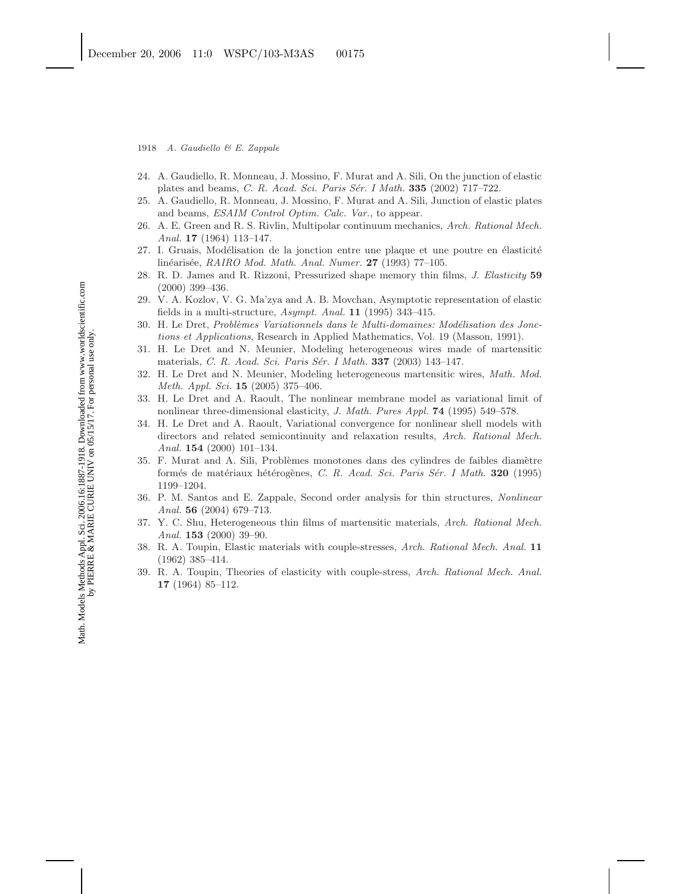24. A. Gaudiello, R. Monneau, J. Mossino, F. Murat and A. Sili, On the junction of elastic plates and beams, *C. R. Acad. Sci. Paris Sér. I Math.* **335** (2002) 717–722.
25. A. Gaudiello, R. Monneau, J. Mossino, F. Murat and A. Sili, Junction of elastic plates and beams, *ESAIM Control Optim. Calc. Var.*, to appear.
26. A. E. Green and R. S. Rivlin, Multipolar continuum mechanics, *Arch. Rational Mech. Anal.* **17** (1964) 113–147.
27. I. Gruais, Modélisation de la jonction entre une plaque et une poutre en élasticité linéarisée, *RAIRO Mod. Math. Anal. Numer.* **27** (1993) 77–105.
28. R. D. James and R. Rizzoni, Pressurized shape memory thin films, *J. Elasticity* **59** (2000) 399–436.
29. V. A. Kozlov, V. G. Ma'zya and A. B. Movchan, Asymptotic representation of elastic fields in a multi-structure, *Asympt. Anal.* **11** (1995) 343–415.
30. H. Le Dret, *Problèmes Variationnels dans le Multi-domaines: Modélisation des Jonctions et Applications*, Research in Applied Mathematics, Vol. 19 (Masson, 1991).
31. H. Le Dret and N. Meunier, Modeling heterogeneous wires made of martensitic materials, *C. R. Acad. Sci. Paris Sér. I Math.* **337** (2003) 143–147.
32. H. Le Dret and N. Meunier, Modeling heterogeneous martensitic wires, *Math. Mod. Meth. Appl. Sci.* **15** (2005) 375–406.
33. H. Le Dret and A. Raoult, The nonlinear membrane model as variational limit of nonlinear three-dimensional elasticity, *J. Math. Pures Appl.* **74** (1995) 549–578.
34. H. Le Dret and A. Raoult, Variational convergence for nonlinear shell models with directors and related semicontinuity and relaxation results, *Arch. Rational Mech. Anal.* **154** (2000) 101–134.
35. F. Murat and A. Sili, Problèmes monotones dans des cylindres de faibles diamètre formés de matériaux hétérogènes, *C. R. Acad. Sci. Paris Sér. I Math.* **320** (1995) 1199–1204.
36. P. M. Santos and E. Zappale, Second order analysis for thin structures, *Nonlinear Anal.* **56** (2004) 679–713.
37. Y. C. Shu, Heterogeneous thin films of martensitic materials, *Arch. Rational Mech. Anal.* **153** (2000) 39–90.
38. R. A. Toupin, Elastic materials with couple-stresses, *Arch. Rational Mech. Anal.* **11** (1962) 385–414.
39. R. A. Toupin, Theories of elasticity with couple-stress, *Arch. Rational Mech. Anal.* **17** (1964) 85–112.